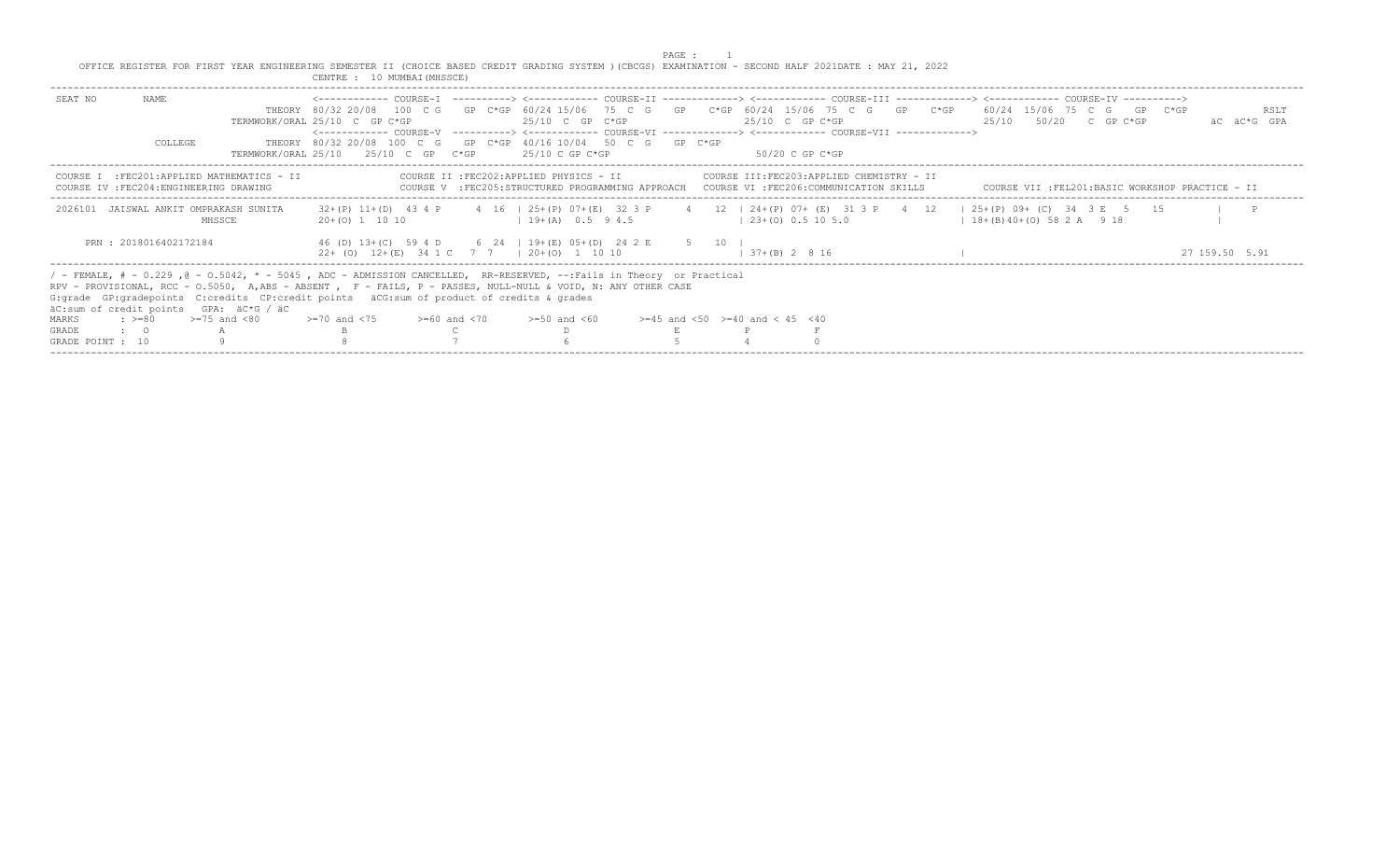OFFICE REGISTER FOR FIRST YEAR ENGINEERING SEMESTER II (CHOICE BASED CREDIT GRADING SYSTEM )(CBCGS) EXAMINATION - SECOND HALF 2021DATE : MAY 21, 2022

CENTRE : 10 MUMBAI(MHSSCE)

```
SEAT NO        NAME                  <------------ COURSE-I  ----------> <------------ COURSE-II -------------> <------------ COURSE-III -------------> <------------ COURSE-IV ---------->
                             THEORY 80/32 20/08  100  C G   GP  C*GP 60/24 15/06  75  C  G   GP   C*GP 60/24  15/06  75  C  G   GP   C*GP   60/24  15/06  75  C  G   GP  C*GP              RSLT
                      TERMWORK/ORAL 25/10  C  GP C*GP                25/10  C  GP  C*GP                 25/10  C  GP C*GP                      25/10   50/20   C  GP C*GP           äC  äC*G  GPA
                                     <------------ COURSE-V  ----------> <------------ COURSE-VI -------------> <------------ COURSE-VII ------------>
               COLLEGE       THEORY 80/32 20/08  100  C  G   GP  C*GP 40/16 10/04   50  C  G   GP  C*GP
                      TERMWORK/ORAL 25/10    25/10  C  GP   C*GP     25/10 C GP C*GP                    50/20 C GP C*GP
```

| | | | |
|---|---|---|---|
| COURSE I :FEC201:APPLIED MATHEMATICS - II | COURSE II :FEC202:APPLIED PHYSICS - II | COURSE III:FEC203:APPLIED CHEMISTRY - II | |
| COURSE IV :FEC204:ENGINEERING DRAWING | COURSE V :FEC205:STRUCTURED PROGRAMMING APPROACH | COURSE VI :FEC206:COMMUNICATION SKILLS | COURSE VII :FEL201:BASIC WORKSHOP PRACTICE - II |

```
 2026101  JAISWAL ANKIT OMPRAKASH SUNITA     32+(P) 11+(D)  43 4 P      4  16  | 25+(P) 07+(E)  32 3 P      4   12  | 24+(P) 07+ (E)  31 3 P    4  12   | 25+(P) 09+ (C)  34  3 E   5    15          |    P
                  MHSSCE                     20+(O) 1  10 10                   | 19+(A)  0.5  9 4.5                   | 23+(O) 0.5 10 5.0                   | 18+(B)40+(O) 58 2 A   9 18                |

      PRN : 2018016402172184                 46 (D) 13+(C)  59 4 D      6  24  | 19+(E) 05+(D)  24 2 E      5   10  |
                                             22+ (O)  12+(E)  34 1 C   7  7    | 20+(O)  1  10 10                     | 37+(B) 2  8 16                      |                                               27 159.50  5.91
```

/ - FEMALE, # - 0.229 ,@ - 0.5042, * - 5045 , ADC - ADMISSION CANCELLED, RR-RESERVED, --:Fails in Theory or Practical
RPV - PROVISIONAL, RCC - O.5050, A,ABS - ABSENT , F - FAILS, P - PASSES, NULL-NULL & VOID, N: ANY OTHER CASE
G:grade GP:gradepoints C:credits CP:credit points äCG:sum of product of credits & grades
äC:sum of credit points GPA: äC*G / äC

| MARKS | : >=80 | >=75 and <80 | >=70 and <75 | >=60 and <70 | >=50 and <60 | >=45 and <50 | >=40 and < 45 | <40 |
|---|---|---|---|---|---|---|---|---|
| GRADE | : O | A | B | C | D | E | P | F |
| GRADE POINT | : 10 | 9 | 8 | 7 | 6 | 5 | 4 | 0 |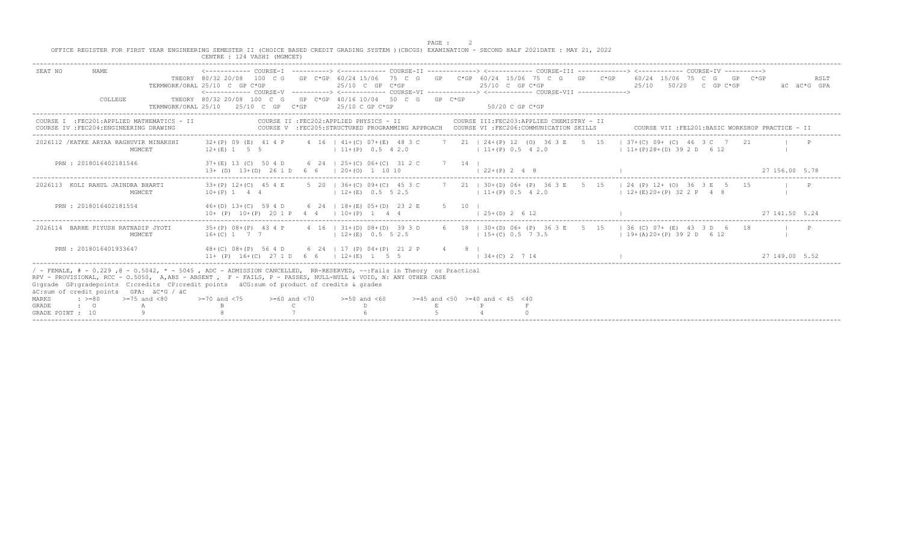OFFICE REGISTER FOR FIRST YEAR ENGINEERING SEMESTER II (CHOICE BASED CREDIT GRADING SYSTEM )(CBCGS) EXAMINATION - SECOND HALF 2021DATE : MAY 21, 2022

CENTRE : 124 VASHI (MGMCET)

```
SEAT NO     NAME              <------------ COURSE-I  ----------> <------------ COURSE-II -------------> <------------ COURSE-III -------------> <------------ COURSE-IV ---------->
                       THEORY  80/32 20/08  100  C G   GP  C*GP  60/24 15/06  75  C  G   GP   C*GP  60/24  15/06  75  C  G   GP   C*GP   60/24  15/06  75  C  G   GP  C*GP          RSLT
              TERMWORK/ORAL 25/10  C  GP C*GP                    25/10  C  GP  C*GP                 25/10  C  GP C*GP                    25/10    50/20    C  GP C*GP          äC  äC*G  GPA
                              <------------ COURSE-V  ----------> <------------ COURSE-VI -------------> <------------ COURSE-VII ------------->
            COLLEGE    THEORY  80/32 20/08  100  C  G   GP  C*GP  40/16 10/04   50  C  G   GP  C*GP
              TERMWORK/ORAL 25/10    25/10  C  GP   C*GP         25/10 C GP C*GP                     50/20 C GP C*GP

COURSE I  :FEC201:APPLIED MATHEMATICS - II          COURSE II :FEC202:APPLIED PHYSICS - II          COURSE III:FEC203:APPLIED CHEMISTRY - II
COURSE IV :FEC204:ENGINEERING DRAWING               COURSE V  :FEC205:STRUCTURED PROGRAMMING APPROACH   COURSE VI :FEC206:COMMUNICATION SKILLS      COURSE VII :FEL201:BASIC WORKSHOP PRACTICE - II

2026112 /KATKE ARYAA RAGHUVIR MINAKSHI   32+(P) 09 (E)  41 4 P     4  16  | 41+(C) 07+(E)  48 3 C    7   21  | 24+(P) 12  (O)  36 3 E    5  15   | 37+(C) 09+ (C)  46  3 C   7    21       |    P
              MGMCET                     12+(E) 1   5  5                  | 11+(P)  0.5  4 2.0                | 11+(P) 0.5  4 2.0                 | 11+(P)28+(D) 39 2 D   6 12              |

    PRN : 2018016402181546               37+(E) 13 (C)  50 4 D     6  24  | 25+(C) 06+(C)  31 2 C    7   14  |
                                         13+ (D)  13+(D)  26 1 D   6  6   | 20+(O)  1  10 10                  | 22+(P) 2  4  8                    |                                             27 156.00  5.78

2026113  KOLI RAHUL JAINDRA BHARTI       33+(P) 12+(C)  45 4 E     5  20  | 36+(C) 09+(C)  45 3 C    7   21  | 30+(D) 06+ (P)  36 3 E    5  15   | 24 (P) 12+ (O)  36  3 E   5    15       |    P
              MGMCET                     10+(P) 1   4  4                  | 12+(E)  0.5  5 2.5                | 11+(P) 0.5  4 2.0                 | 12+(E)20+(P) 32 2 P   4  8              |

    PRN : 2018016402181554               46+(D) 13+(C)  59 4 D     6  24  | 18+(E) 05+(D)  23 2 E    5   10  |
                                         10+ (P)  10+(P)  20 1 P   4  4   | 10+(P)  1  4  4                   | 25+(D) 2  6 12                    |                                             27 141.50  5.24

2026114  BARHE PIYUSH RATNADIP JYOTI     35+(P) 08+(P)  43 4 P     4  16  | 31+(D) 08+(D)  39 3 D    6   18  | 30+(D) 06+ (P)  36 3 E    5  15   | 36 (C) 07+ (E)  43  3 D   6    18       |    P
              MGMCET                     16+(C) 1   7  7                  | 12+(E)  0.5  5 2.5                | 15+(C) 0.5  7 3.5                 | 19+(A)20+(P) 39 2 D   6 12              |

    PRN : 2018016401933647               48+(D) 08+(P)  56 4 D     6  24  | 17 (P) 04+(P)  21 2 P    4   8   |
                                         11+ (P)  16+(C)  27 1 D   6  6   | 12+(E)  1  5  5                   | 34+(C) 2  7 14                    |                                             27 149.00  5.52
```

/ - FEMALE, # - 0.229 ,@ - O.5042, * - 5045 , ADC - ADMISSION CANCELLED, RR-RESERVED, --:Fails in Theory or Practical
RPV - PROVISIONAL, RCC - O.5050, A,ABS - ABSENT , F - FAILS, P - PASSES, NULL-NULL & VOID, N: ANY OTHER CASE
G:grade GP:gradepoints C:credits CP:credit points äCG:sum of product of credits & grades
äC:sum of credit points GPA: äC*G / äC

| MARKS | : >=80 | >=75 and <80 | >=70 and <75 | >=60 and <70 | >=50 and <60 | >=45 and <50 | >=40 and < 45 | <40 |
|---|---|---|---|---|---|---|---|---|
| GRADE | : O | A | B | C | D | E | P | F |
| GRADE POINT | : 10 | 9 | 8 | 7 | 6 | 5 | 4 | 0 |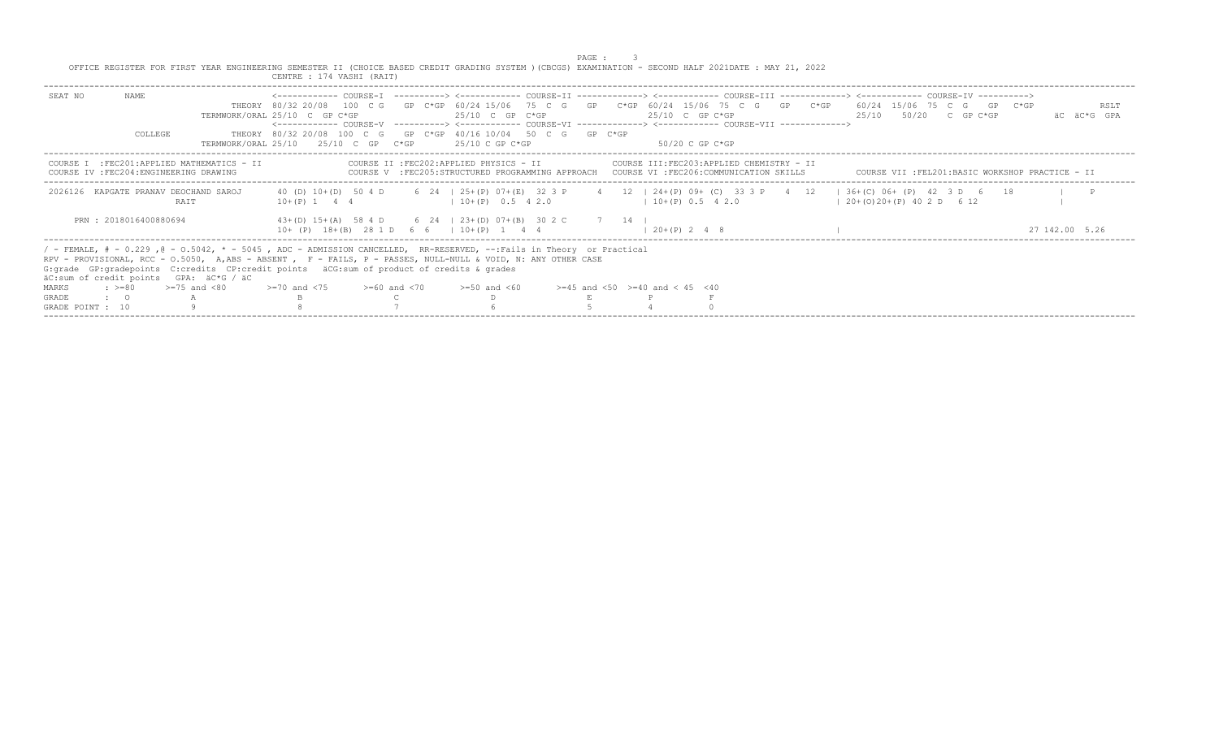OFFICE REGISTER FOR FIRST YEAR ENGINEERING SEMESTER II (CHOICE BASED CREDIT GRADING SYSTEM )(CBCGS) EXAMINATION - SECOND HALF 2021DATE : MAY 21, 2022

CENTRE : 174 VASHI (RAIT)

```
SEAT NO      NAME                        <------------ COURSE-I  ----------> <------------ COURSE-II -------------> <------------ COURSE-III -------------> <------------ COURSE-IV ---------->
                            THEORY 80/32 20/08  100  C G   GP  C*GP  60/24 15/06  75  C  G   GP   C*GP  60/24  15/06  75  C  G   GP   C*GP   60/24  15/06  75  C  G   GP  C*GP          RSLT
                      TERMWORK/ORAL 25/10  C  GP C*GP               25/10  C  GP  C*GP               25/10  C  GP C*GP                      25/10    50/20    C  GP C*GP         äC  äC*G  GPA
                                         <------------ COURSE-V  ----------> <------------ COURSE-VI -------------> <------------ COURSE-VII ------------->
             COLLEGE        THEORY 80/32 20/08  100  C  G   GP  C*GP  40/16 10/04   50  C  G   GP  C*GP
                      TERMWORK/ORAL 25/10    25/10  C  GP   C*GP       25/10 C GP C*GP                        50/20 C GP C*GP
```

```
COURSE I  :FEC201:APPLIED MATHEMATICS - II            COURSE II :FEC202:APPLIED PHYSICS - II              COURSE III:FEC203:APPLIED CHEMISTRY - II
COURSE IV :FEC204:ENGINEERING DRAWING                 COURSE V  :FEC205:STRUCTURED PROGRAMMING APPROACH   COURSE VI :FEC206:COMMUNICATION SKILLS        COURSE VII :FEL201:BASIC WORKSHOP PRACTICE - II
```

```
 2026126  KAPGATE PRANAV DEOCHAND SAROJ     40 (D) 10+(D)  50 4 D      6  24  | 25+(P) 07+(E)  32 3 P     4   12  | 24+(P) 09+ (C)  33 3 P    4  12   | 36+(C) 06+ (P)  42  3 D  6   18         |     P
                                 RAIT       10+(P) 1   4  4                   | 10+(P)  0.5  4 2.0                | 10+(P) 0.5  4 2.0                   | 20+(O)20+(P) 40 2 D   6 12              |

      PRN : 2018016400880694                43+(D) 15+(A)  58 4 D      6  24  | 23+(D) 07+(B)  30 2 C      7   14 |
                                            10+ (P)  18+(B)  28 1 D   6  6    | 10+(P)  1   4  4                  | 20+(P) 2  4  8                      |                                    27 142.00  5.26
```

```
/ - FEMALE, # - 0.229 ,@ - O.5042, * - 5045 , ADC - ADMISSION CANCELLED, RR-RESERVED, --:Fails in Theory  or Practical
RPV - PROVISIONAL, RCC - O.5050,  A,ABS - ABSENT ,  F - FAILS, P - PASSES, NULL-NULL & VOID, N: ANY OTHER CASE
G:grade  GP:gradepoints  C:credits  CP:credit points   äCG:sum of product of credits & grades
äC:sum of credit points   GPA: äC*G / äC
MARKS       : >=80      >=75 and <80       >=70 and <75       >=60 and <70       >=50 and <60       >=45 and <50  >=40 and < 45  <40
GRADE       :  O             A                  B                  C                  D                  E              P          F
GRADE POINT : 10             9                  8                  7                  6                  5              4          0
```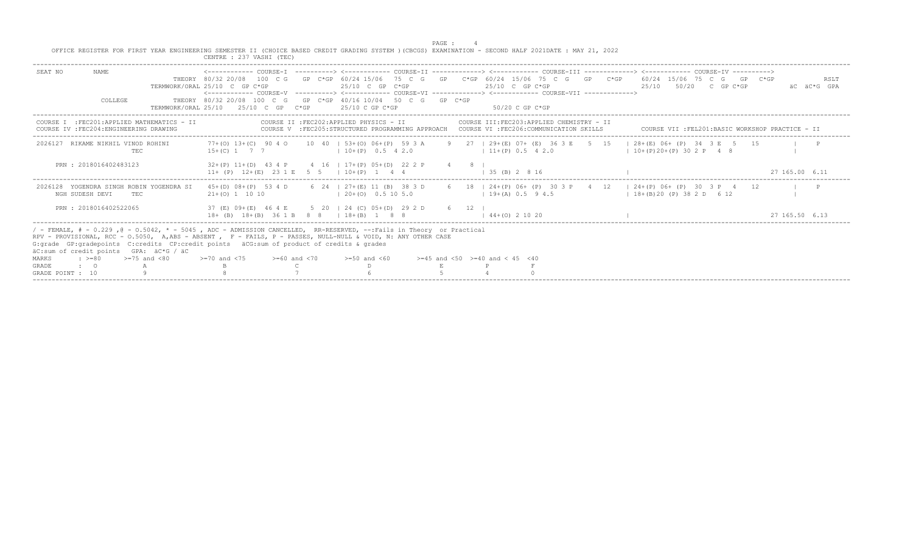OFFICE REGISTER FOR FIRST YEAR ENGINEERING SEMESTER II (CHOICE BASED CREDIT GRADING SYSTEM )(CBCGS) EXAMINATION - SECOND HALF 2021DATE : MAY 21, 2022

CENTRE : 237 VASHI (TEC)

```
SEAT NO      NAME              <------------ COURSE-I  ----------> <------------ COURSE-II -------------> <------------ COURSE-III -------------> <------------ COURSE-IV ---------->
                       THEORY  80/32 20/08  100  C G   GP  C*GP  60/24 15/06  75  C  G   GP   C*GP  60/24  15/06  75  C  G   GP   C*GP    60/24  15/06  75  C  G   GP  C*GP          RSLT
                TERMWORK/ORAL 25/10  C  GP C*GP                  25/10  C  GP  C*GP                 25/10  C  GP C*GP                   25/10    50/20    C  GP C*GP          äC  äC*G  GPA
                               <------------ COURSE-V  ----------> <------------ COURSE-VI -------------> <------------ COURSE-VII ------------->
             COLLEGE   THEORY  80/32 20/08  100  C  G   GP  C*GP  40/16 10/04   50  C  G   GP  C*GP
                TERMWORK/ORAL 25/10    25/10  C  GP  C*GP         25/10 C GP C*GP                       50/20 C GP C*GP
```

```
COURSE I  :FEC201:APPLIED MATHEMATICS - II          COURSE II :FEC202:APPLIED PHYSICS - II              COURSE III:FEC203:APPLIED CHEMISTRY - II
COURSE IV :FEC204:ENGINEERING DRAWING               COURSE V  :FEC205:STRUCTURED PROGRAMMING APPROACH   COURSE VI :FEC206:COMMUNICATION SKILLS       COURSE VII :FEL201:BASIC WORKSHOP PRACTICE - II
```

```
2026127  RIKAME NIKHIL VINOD ROHINI     77+(O) 13+(C)  90 4 O    10  40  | 53+(O) 06+(P)  59 3 A    9   27  | 29+(E) 07+ (E)  36 3 E   5  15   | 28+(E) 06+ (P)  34  3 E   5   15        |    P
                         TEC            15+(C) 1   7  7                  | 10+(P)  0.5  4 2.0                | 11+(P) 0.5  4 2.0                | 10+(P)20+(P) 30 2 P   4  8              |

    PRN : 2018016402483123              32+(P) 11+(D)  43 4 P     4  16  | 17+(P) 05+(D)  22 2 P     4   8  |
                                        11+ (P)  12+(E)  23 1 E   5  5   | 10+(P)  1   4  4                  | 35 (B) 2  8 16                   |                                               27 165.00  6.11

2026128  YOGENDRA SINGH ROBIN YOGENDRA SI  45+(D) 08+(P)  53 4 D   6  24  | 27+(E) 11 (B)  38 3 D    6   18  | 24+(P) 06+ (P)  30 3 P   4  12   | 24+(P) 06+ (P)  30  3 P   4    12       |    P
     NGH SUDESH DEVI     TEC            21+(O) 1  10 10                  | 20+(O)  0.5 10 5.0                | 19+(A) 0.5  9 4.5                | 18+(B)20 (P) 38 2 D   6 12              |

    PRN : 2018016402522065              37 (E) 09+(E)  46 4 E     5  20  | 24 (C) 05+(D)  29 2 D     6   12  |
                                        18+ (B)  18+(B)  36 1 B   8  8   | 18+(B)  1   8  8                  | 44+(O) 2 10 20                   |                                               27 165.50  6.13
```

/ - FEMALE, # - 0.229 ,@ - O.5042, * - 5045 , ADC - ADMISSION CANCELLED, RR-RESERVED, --:Fails in Theory or Practical
RPV - PROVISIONAL, RCC - O.5050, A,ABS - ABSENT , F - FAILS, P - PASSES, NULL-NULL & VOID, N: ANY OTHER CASE
G:grade GP:gradepoints C:credits CP:credit points äCG:sum of product of credits & grades
äC:sum of credit points GPA: äC*G / äC

| MARKS | : >=80 | >=75 and <80 | >=70 and <75 | >=60 and <70 | >=50 and <60 | >=45 and <50 | >=40 and < 45 | <40 |
|---|---|---|---|---|---|---|---|---|
| GRADE | : O | A | B | C | D | E | P | F |
| GRADE POINT | : 10 | 9 | 8 | 7 | 6 | 5 | 4 | 0 |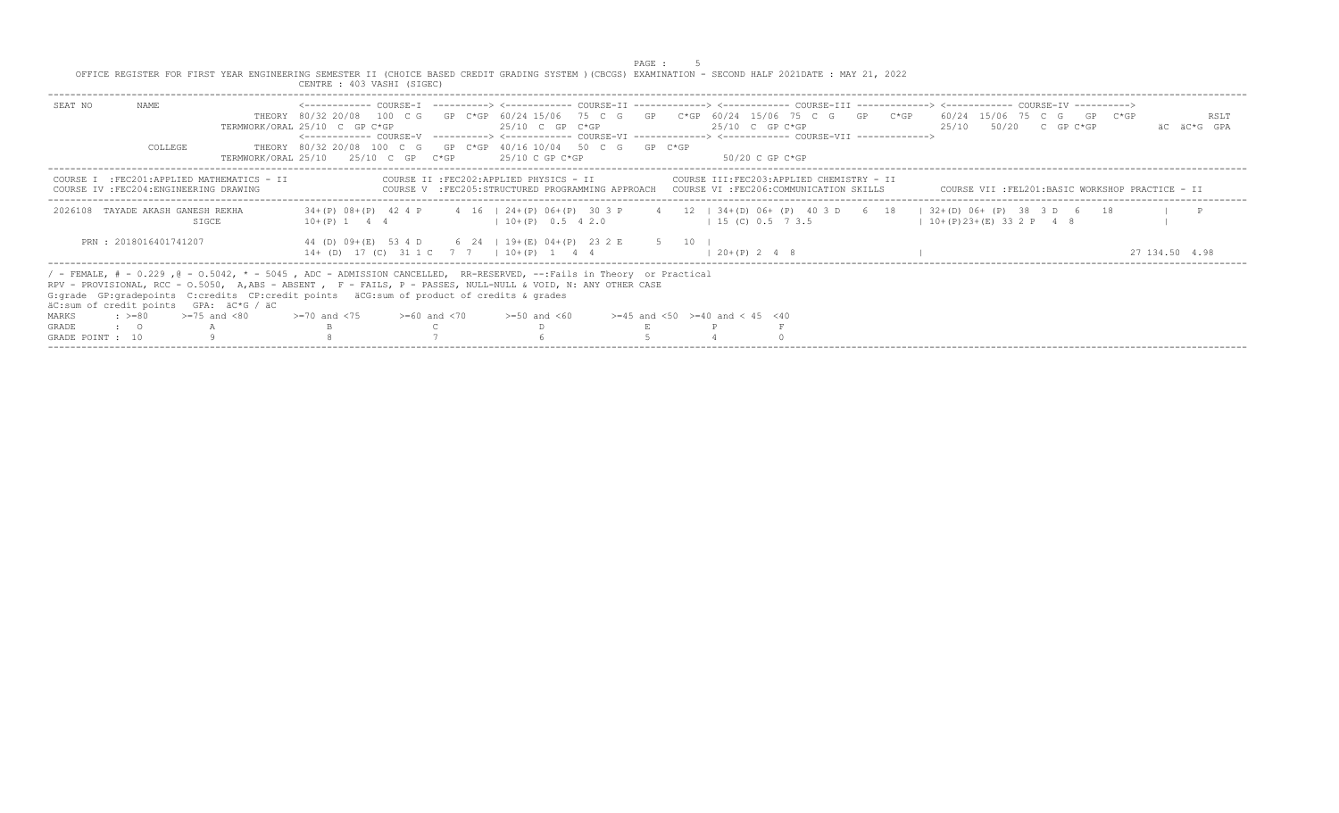OFFICE REGISTER FOR FIRST YEAR ENGINEERING SEMESTER II (CHOICE BASED CREDIT GRADING SYSTEM )(CBCGS) EXAMINATION - SECOND HALF 2021DATE : MAY 21, 2022

CENTRE : 403 VASHI (SIGEC)

```
SEAT NO       NAME                  <------------ COURSE-I  ----------> <------------ COURSE-II -------------> <------------ COURSE-III -------------> <------------ COURSE-IV ---------->
                             THEORY 80/32 20/08  100  C G   GP  C*GP 60/24 15/06   75  C  G   GP   C*GP 60/24 15/06  75  C  G   GP   C*GP   60/24 15/06  75  C  G   GP  C*GP          RSLT
                  TERMWORK/ORAL 25/10  C  GP C*GP              25/10  C  GP  C*GP                 25/10  C  GP C*GP                  25/10   50/20   C  GP C*GP        äC  äC*G  GPA
                                    <------------ COURSE-V  ----------> <------------ COURSE-VI -------------> <------------ COURSE-VII ------------->
              COLLEGE        THEORY 80/32 20/08  100  C  G   GP  C*GP  40/16 10/04   50  C  G   GP  C*GP
                  TERMWORK/ORAL 25/10    25/10  C  GP   C*GP       25/10 C GP C*GP                   50/20 C GP C*GP
```

```
COURSE I  :FEC201:APPLIED MATHEMATICS - II          COURSE II :FEC202:APPLIED PHYSICS - II              COURSE III:FEC203:APPLIED CHEMISTRY - II
COURSE IV :FEC204:ENGINEERING DRAWING               COURSE V  :FEC205:STRUCTURED PROGRAMMING APPROACH   COURSE VI :FEC206:COMMUNICATION SKILLS      COURSE VII :FEL201:BASIC WORKSHOP PRACTICE - II
```

```
 2026108  TAYADE AKASH GANESH REKHA       34+(P) 08+(P)  42 4 P      4  16  | 24+(P) 06+(P)  30 3 P      4   12  | 34+(D) 06+ (P)  40 3 D    6  18   | 32+(D) 06+ (P)  38  3 D   6    18         |    P
                    SIGCE                 10+(P) 1   4  4                   | 10+(P)  0.5  4 2.0                 | 15 (C) 0.5  7 3.5                 | 10+(P)23+(E) 33 2 P   4  8               |

      PRN : 2018016401741207              44 (D) 09+(E)  53 4 D      6  24  | 19+(E) 04+(P)  23 2 E      5   10  |
                                          14+ (D)  17 (C)  31 1 C   7  7    | 10+(P)  1   4  4                   | 20+(P) 2  4  8                    |                                            27 134.50  4.98
```

```
/ - FEMALE, # - 0.229 ,@ - O.5042, * - 5045 , ADC - ADMISSION CANCELLED, RR-RESERVED, --:Fails in Theory  or Practical
RPV - PROVISIONAL, RCC - O.5050,  A,ABS - ABSENT ,  F - FAILS, P - PASSES, NULL-NULL & VOID, N: ANY OTHER CASE
G:grade  GP:gradepoints  C:credits  CP:credit points   äCG:sum of product of credits & grades
äC:sum of credit points   GPA: äC*G / äC
MARKS       : >=80     >=75 and <80      >=70 and <75       >=60 and <70       >=50 and <60       >=45 and <50  >=40 and < 45  <40
GRADE       :  O            A                 B                  C                  D                  E             P            F
GRADE POINT :  10           9                 8                  7                  6                  5             4            0
```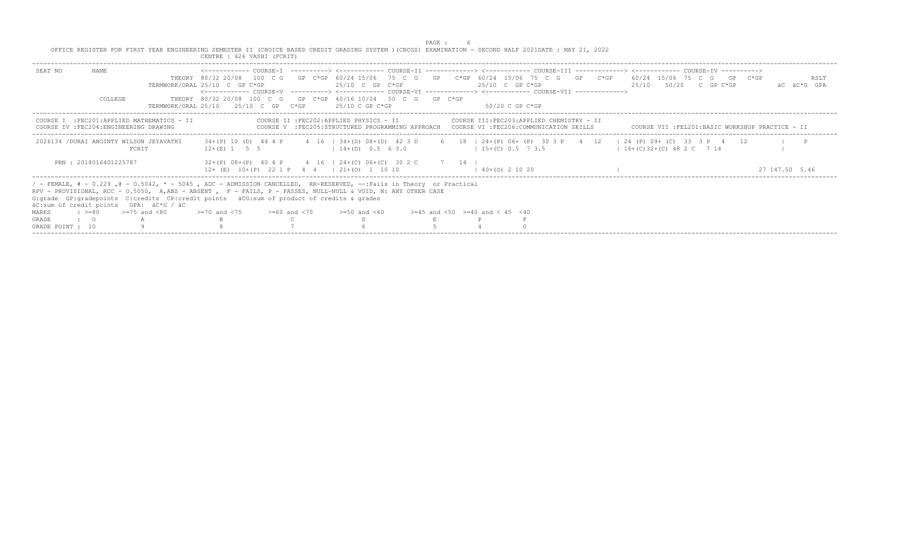OFFICE REGISTER FOR FIRST YEAR ENGINEERING SEMESTER II (CHOICE BASED CREDIT GRADING SYSTEM )(CBCGS) EXAMINATION - SECOND HALF 2021DATE : MAY 21, 2022

CENTRE : 426 VASHI (FCRIT)

```
SEAT NO       NAME                  <------------ COURSE-I  ----------> <------------ COURSE-II -------------> <------------ COURSE-III -------------> <------------ COURSE-IV ---------->
                             THEORY 80/32 20/08  100  C G   GP  C*GP  60/24 15/06  75  C  G   GP   C*GP  60/24  15/06  75  C  G   GP   C*GP   60/24  15/06  75  C  G   GP  C*GP          RSLT
                  TERMWORK/ORAL 25/10  C  GP C*GP                     25/10  C  GP  C*GP                 25/10  C  GP C*GP                      25/10    50/20   C  GP C*GP          äC  äC*G  GPA
                                    <------------ COURSE-V  ----------> <------------ COURSE-VI -------------> <------------ COURSE-VII ------------->
              COLLEGE        THEORY 80/32 20/08  100  C G   GP  C*GP  40/16 10/04  50  C  G   GP  C*GP
                  TERMWORK/ORAL 25/10    25/10  C  GP   C*GP          25/10 C GP C*GP                     50/20 C GP C*GP
```

COURSE I :FEC201:APPLIED MATHEMATICS - II
COURSE II :FEC202:APPLIED PHYSICS - II
COURSE III:FEC203:APPLIED CHEMISTRY - II
COURSE IV :FEC204:ENGINEERING DRAWING
COURSE V :FEC205:STRUCTURED PROGRAMMING APPROACH
COURSE VI :FEC206:COMMUNICATION SKILLS
COURSE VII :FEL201:BASIC WORKSHOP PRACTICE - II

```
 2026134 /DURAI ANOINTY WILSON JEYAVATHI   34+(P) 10 (D)  44 4 P     4  16  | 34+(D) 08+(D)  42 3 D      6   18  | 24+(P) 06+ (P)  30 3 P    4  12   | 24 (P) 09+ (C)  33  3 P   4    12         |    P
               FCRIT                      12+(E) 1   5  5                 | 14+(D)  0.5  6 3.0                 | 15+(C) 0.5  7 3.5                 | 16+(C)32+(C) 48 2 C   7 14               |

      PRN : 2018016401225787              32+(P) 08+(P)  40 4 P      4  16  | 24+(C) 06+(C)  30 2 C      7   14  |
                                          12+ (E)  10+(P)  22 1 P   4  4    | 21+(O)  1  10 10                   | 40+(O) 2 10 20                    |                                          27 147.50  5.46
```

/ - FEMALE, # - 0.229 ,@ - O.5042, * - 5045 , ADC - ADMISSION CANCELLED, RR-RESERVED, --:Fails in Theory or Practical
RPV - PROVISIONAL, RCC - O.5050, A,ABS - ABSENT , F - FAILS, P - PASSES, NULL-NULL & VOID, N: ANY OTHER CASE
G:grade GP:gradepoints C:credits CP:credit points äCG:sum of product of credits & grades
äC:sum of credit points GPA: äC*G / äC

| MARKS | : >=80 | >=75 and <80 | >=70 and <75 | >=60 and <70 | >=50 and <60 | >=45 and <50 | >=40 and < 45 | <40 |
|---|---|---|---|---|---|---|---|---|
| GRADE | : O | A | B | C | D | E | P | F |
| GRADE POINT : | 10 | 9 | 8 | 7 | 6 | 5 | 4 | 0 |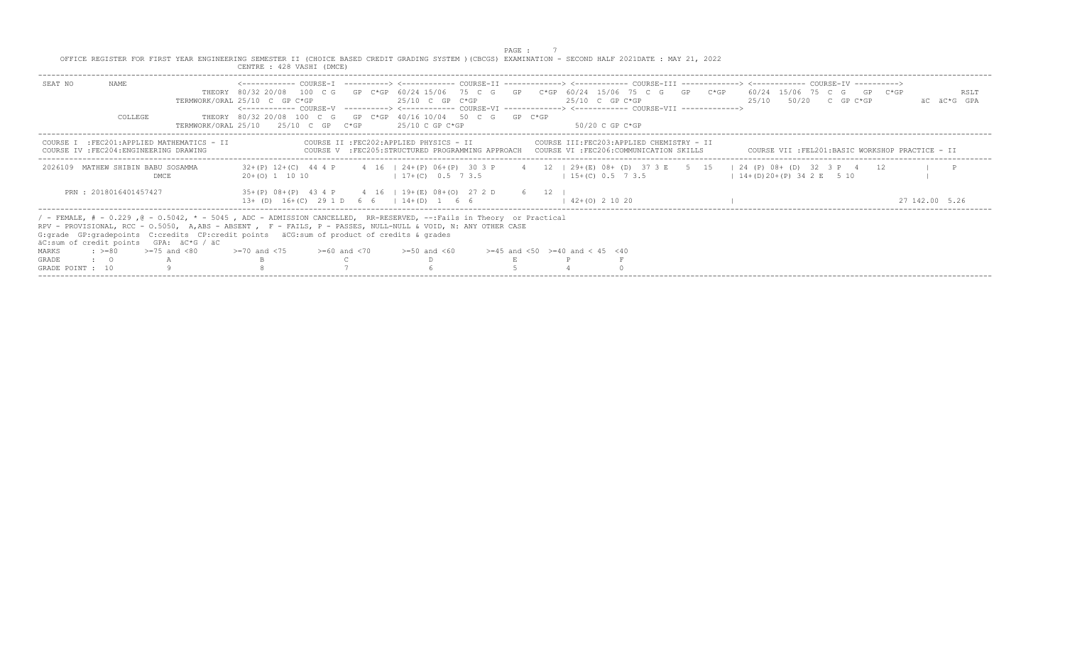OFFICE REGISTER FOR FIRST YEAR ENGINEERING SEMESTER II (CHOICE BASED CREDIT GRADING SYSTEM )(CBCGS) EXAMINATION - SECOND HALF 2021DATE : MAY 21, 2022

CENTRE : 428 VASHI (DMCE)

```
SEAT NO       NAME                   <------------ COURSE-I  ----------> <------------ COURSE-II -------------> <------------ COURSE-III -------------> <------------ COURSE-IV ---------->
                              THEORY  80/32 20/08  100  C G   GP  C*GP  60/24 15/06  75  C  G   GP   C*GP  60/24  15/06  75  C  G   GP   C*GP   60/24  15/06  75  C  G   GP  C*GP          RSLT
                       TERMWORK/ORAL 25/10  C  GP C*GP                  25/10  C  GP  C*GP                 25/10  C  GP C*GP                    25/10    50/20   C  GP C*GP      äC  äC*G  GPA
                                     <------------ COURSE-V  ----------> <------------ COURSE-VI -------------> <------------ COURSE-VII ------------->
              COLLEGE         THEORY  80/32 20/08  100  C  G   GP  C*GP  40/16 10/04   50  C  G   GP  C*GP
                       TERMWORK/ORAL 25/10    25/10  C  GP   C*GP        25/10 C GP C*GP                     50/20 C GP C*GP

COURSE I  :FEC201:APPLIED MATHEMATICS - II              COURSE II :FEC202:APPLIED PHYSICS - II             COURSE III:FEC203:APPLIED CHEMISTRY - II
COURSE IV :FEC204:ENGINEERING DRAWING                   COURSE V  :FEC205:STRUCTURED PROGRAMMING APPROACH   COURSE VI :FEC206:COMMUNICATION SKILLS       COURSE VII :FEL201:BASIC WORKSHOP PRACTICE - II

 2026109  MATHEW SHIBIN BABU SOSAMMA     32+(P) 12+(C)  44 4 P     4  16  | 24+(P) 06+(P)  30 3 P    4   12  | 29+(E) 08+ (D)  37 3 E    5  15   | 24 (P) 08+ (D)  32  3 P  4   12        |   P
                      DMCE               20+(O) 1  10 10                  | 17+(C)  0.5  7 3.5                | 15+(C) 0.5  7 3.5                  | 14+(D)20+(P) 34 2 E   5 10             |

      PRN : 2018016401457427             35+(P) 08+(P)  43 4 P     4  16  | 19+(E) 08+(O)  27 2 D     6   12  |
                                         13+ (D)  16+(C)  29 1 D   6  6   | 14+(D)  1   6  6                  | 42+(O) 2 10 20                     |                                     27 142.00  5.26
```

/ - FEMALE, # - 0.229 ,@ - O.5042, * - 5045 , ADC - ADMISSION CANCELLED, RR-RESERVED, --:Fails in Theory or Practical
RPV - PROVISIONAL, RCC - O.5050, A,ABS - ABSENT , F - FAILS, P - PASSES, NULL-NULL & VOID, N: ANY OTHER CASE
G:grade GP:gradepoints C:credits CP:credit points äCG:sum of product of credits & grades
äC:sum of credit points GPA: äC*G / äC

| MARKS | : >=80 | >=75 and <80 | >=70 and <75 | >=60 and <70 | >=50 and <60 | >=45 and <50 | >=40 and < 45 | <40 |
|---|---|---|---|---|---|---|---|---|
| GRADE | : O | A | B | C | D | E | P | F |
| GRADE POINT : | 10 | 9 | 8 | 7 | 6 | 5 | 4 | 0 |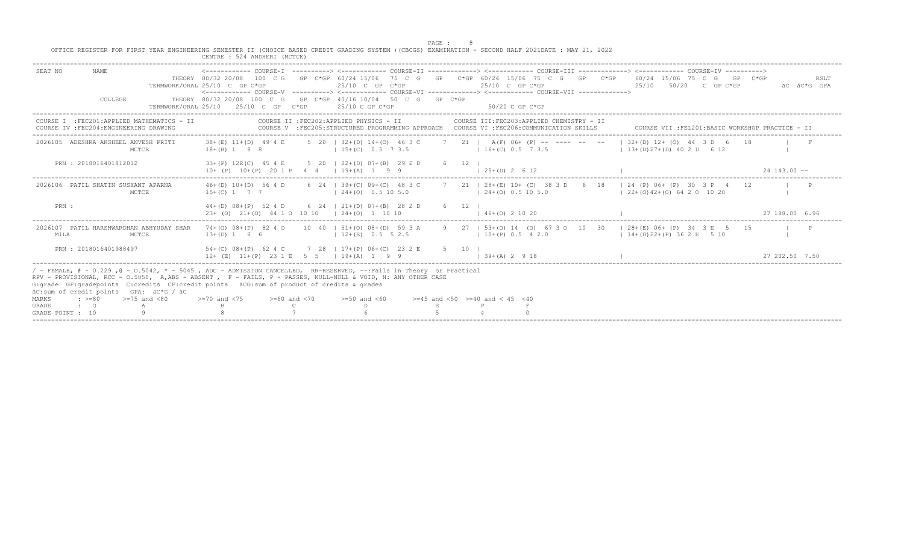OFFICE REGISTER FOR FIRST YEAR ENGINEERING SEMESTER II (CHOICE BASED CREDIT GRADING SYSTEM )(CBCGS) EXAMINATION - SECOND HALF 2021DATE : MAY 21, 2022

CENTRE : 524 ANDHERI (MCTCE)

```
SEAT NO       NAME              <------------ COURSE-I  ----------> <------------ COURSE-II -------------> <------------ COURSE-III -------------> <------------ COURSE-IV ---------->
                        THEORY  80/32 20/08  100  C G   GP  C*GP 60/24 15/06  75  C  G   GP   C*GP 60/24  15/06  75  C  G   GP   C*GP    60/24  15/06  75  C  G   GP  C*GP            RSLT
                 TERMWORK/ORAL 25/10  C  GP C*GP                 25/10  C  GP  C*GP                   25/10  C  GP C*GP                   25/10    50/20   C  GP C*GP           äC  äC*G  GPA
                                <------------ COURSE-V  ----------> <------------ COURSE-VI -------------> <------------ COURSE-VII ------------->
              COLLEGE   THEORY  80/32 20/08  100  C  G   GP  C*GP 40/16 10/04   50  C  G   GP  C*GP
                 TERMWORK/ORAL 25/10   25/10  C  GP   C*GP       25/10 C GP C*GP                       50/20 C GP C*GP

COURSE I  :FEC201:APPLIED MATHEMATICS - II               COURSE II :FEC202:APPLIED PHYSICS - II             COURSE III:FEC203:APPLIED CHEMISTRY - II
COURSE IV :FEC204:ENGINEERING DRAWING                    COURSE V  :FEC205:STRUCTURED PROGRAMMING APPROACH   COURSE VI :FEC206:COMMUNICATION SKILLS        COURSE VII :FEL201:BASIC WORKSHOP PRACTICE - II

2026105  ADESHRA AKSHEEL ANVESH PRITI      38+(E) 11+(D)  49 4 E     5  20  | 32+(D) 14+(O)  46 3 C     7   21  |  A(F) 06+ (P) -- ---- --  --   | 32+(D) 12+ (O)  44  3 D  6   18         |    F
                      MCTCE                18+(B) 1   8  8                  | 15+(C)  0.5  7 3.5                 | 16+(C) 0.5  7 3.5                 | 13+(D)27+(D) 40 2 D   6 12             |

     PRN : 2018016401812012                33+(P) 12E(C)  45 4 E     5  20  | 22+(D) 07+(B)  29 2 D     6   12  |
                                           10+ (P)  10+(P)  20 1 P   4  4   | 19+(A)  1   9  9                   | 25+(D) 2  6 12                    |                                      24 143.00 --

2026106  PATIL SHATIN SUSHANT APARNA       46+(D) 10+(D)  56 4 D     6  24  | 39+(C) 09+(C)  48 3 C     7   21  | 28+(E) 10+ (C)  38 3 D    6  18  | 24 (P) 06+ (P)  30  3 P  4   12        |    P
                      MCTCE                15+(C) 1   7  7                  | 24+(O)  0.5 10 5.0                 | 24+(O) 0.5 10 5.0                 | 22+(O)42+(O) 64 2 O  10 20             |

     PRN :                                 44+(D) 08+(P)  52 4 D     6  24  | 21+(D) 07+(B)  28 2 D     6   12  |
                                           23+ (O)  21+(O)  44 1 O  10 10   | 24+(O)  1  10 10                   | 46+(O) 2 10 20                    |                                      27 188.00 6.96

2026107  PATIL HARSHWARDHAN ABHYUDAY SHAR  74+(O) 08+(P)  82 4 O    10  40  | 51+(O) 08+(D)  59 3 A     9   27  | 53+(O) 14  (O)  67 3 O   10  30  | 28+(E) 06+ (P)  34  3 E  5   15        |    P
     MILA             MCTCE                13+(D) 1   6  6                  | 12+(E)  0.5  5 2.5                 | 10+(P) 0.5  4 2.0                 | 14+(D)22+(P) 36 2 E   5 10             |

     PRN : 2018016401988497                54+(C) 08+(P)  62 4 C     7  28  | 17+(P) 06+(C)  23 2 E     5   10  |
                                           12+ (E)  11+(P)  23 1 E   5  5   | 19+(A)  1   9  9                   | 39+(A) 2  9 18                    |                                      27 202.50 7.50
```

/ - FEMALE, # - 0.229 ,@ - O.5042, * - 5045 , ADC - ADMISSION CANCELLED, RR-RESERVED, --:Fails in Theory or Practical
RPV - PROVISIONAL, RCC - O.5050, A,ABS - ABSENT , F - FAILS, P - PASSES, NULL-NULL & VOID, N: ANY OTHER CASE
G:grade GP:gradepoints C:credits CP:credit points äCG:sum of product of credits & grades
äC:sum of credit points GPA: äC*G / äC

| MARKS | : >=80 | >=75 and <80 | >=70 and <75 | >=60 and <70 | >=50 and <60 | >=45 and <50 | >=40 and < 45 | <40 |
|---|---|---|---|---|---|---|---|---|
| GRADE | : O | A | B | C | D | E | P | F |
| GRADE POINT | : 10 | 9 | 8 | 7 | 6 | 5 | 4 | 0 |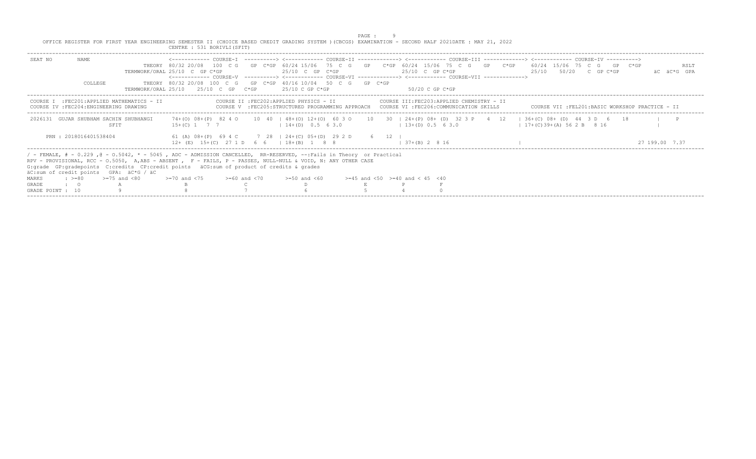OFFICE REGISTER FOR FIRST YEAR ENGINEERING SEMESTER II (CHOICE BASED CREDIT GRADING SYSTEM )(CBCGS) EXAMINATION - SECOND HALF 2021DATE : MAY 21, 2022

CENTRE : 531 BORIVLI(SFIT)

```
SEAT NO    NAME                     <------------ COURSE-I  ----------> <------------ COURSE-II -------------> <------------ COURSE-III -------------> <------------ COURSE-IV ---------->
                              THEORY 80/32 20/08  100  C G   GP  C*GP 60/24 15/06  75  C  G   GP   C*GP 60/24  15/06  75  C  G   GP   C*GP   60/24  15/06  75  C  G   GP  C*GP          RSLT
                       TERMWORK/ORAL 25/10  C  GP C*GP                25/10  C  GP  C*GP                25/10  C  GP C*GP                   25/10    50/20   C  GP C*GP          äC  äC*G  GPA
                                    <------------ COURSE-V  ----------> <------------ COURSE-VI -------------> <------------ COURSE-VII ------------->
           COLLEGE            THEORY 80/32 20/08  100  C G   GP  C*GP 40/16 10/04   50  C  G   GP  C*GP
                       TERMWORK/ORAL 25/10    25/10  C  GP   C*GP      25/10 C GP C*GP                      50/20 C GP C*GP

COURSE I  :FEC201:APPLIED MATHEMATICS - II          COURSE II :FEC202:APPLIED PHYSICS - II              COURSE III:FEC203:APPLIED CHEMISTRY - II
COURSE IV :FEC204:ENGINEERING DRAWING               COURSE V  :FEC205:STRUCTURED PROGRAMMING APPROACH   COURSE VI :FEC206:COMMUNICATION SKILLS        COURSE VII :FEL201:BASIC WORKSHOP PRACTICE - II

 2026131  GUJAR SHUBHAM SACHIN SHUBHANGI    74+(O) 08+(P)  82 4 O     10  40  | 48+(O) 12+(O)  60 3 O     10    30  | 24+(P) 08+ (D)  32 3 P    4  12    | 36+(C) 08+ (D)  44  3 D  6    18        |    P
                                 SFIT       15+(C) 1   7  7                   | 14+(D)  0.5  6 3.0                  | 13+(D) 0.5  6 3.0                  | 17+(C)39+(A) 56 2 B   8 16               |

      PRN : 2018016401538404                61 (A) 08+(P)  69 4 C      7  28  | 24+(C) 05+(D)  29 2 D      6    12  |
                                            12+ (E)  15+(C)  27 1 D   6  6    | 18+(B)  1   8  8                    | 37+(B) 2  8 16                     |                                       27 199.00  7.37
```

/ - FEMALE, # - 0.229 ,@ - O.5042, * - 5045 , ADC - ADMISSION CANCELLED, RR-RESERVED, --:Fails in Theory or Practical
RPV - PROVISIONAL, RCC - O.5050, A,ABS - ABSENT , F - FAILS, P - PASSES, NULL-NULL & VOID, N: ANY OTHER CASE
G:grade GP:gradepoints C:credits CP:credit points äCG:sum of product of credits & grades
äC:sum of credit points GPA: äC*G / äC

| MARKS | : >=80 | >=75 and <80 | >=70 and <75 | >=60 and <70 | >=50 and <60 | >=45 and <50 | >=40 and < 45 | <40 |
|---|---|---|---|---|---|---|---|---|
| GRADE | : O | A | B | C | D | E | P | F |
| GRADE POINT : | 10 | 9 | 8 | 7 | 6 | 5 | 4 | 0 |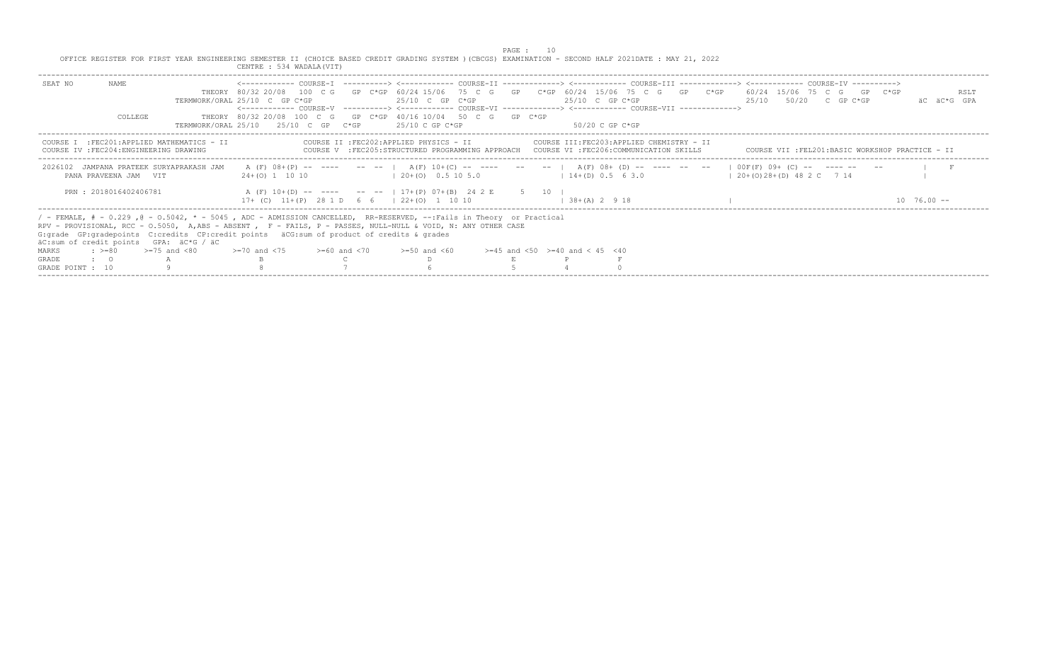OFFICE REGISTER FOR FIRST YEAR ENGINEERING SEMESTER II (CHOICE BASED CREDIT GRADING SYSTEM )(CBCGS) EXAMINATION - SECOND HALF 2021DATE : MAY 21, 2022

CENTRE : 534 WADALA(VIT)

```
SEAT NO       NAME                     <------------ COURSE-I  ----------> <------------ COURSE-II -------------> <------------ COURSE-III -------------> <------------ COURSE-IV ---------->
                                THEORY  80/32 20/08  100  C G   GP  C*GP 60/24 15/06  75  C  G   GP   C*GP 60/24 15/06  75  C  G   GP   C*GP   60/24  15/06  75  C  G   GP  C*GP           RSLT
                        TERMWORK/ORAL 25/10  C  GP C*GP               25/10  C  GP  C*GP                  25/10  C  GP C*GP                    25/10    50/20   C  GP C*GP          äC  äC*G  GPA
                                       <------------ COURSE-V  ----------> <------------ COURSE-VI -------------> <------------ COURSE-VII ------------->
              COLLEGE           THEORY  80/32 20/08  100  C G   GP  C*GP 40/16 10/04  50  C  G   GP  C*GP
                        TERMWORK/ORAL 25/10   25/10  C  GP   C*GP     25/10 C GP C*GP                        50/20 C GP C*GP
```

```
COURSE I  :FEC201:APPLIED MATHEMATICS - II           COURSE II :FEC202:APPLIED PHYSICS - II               COURSE III:FEC203:APPLIED CHEMISTRY - II
COURSE IV :FEC204:ENGINEERING DRAWING                COURSE V  :FEC205:STRUCTURED PROGRAMMING APPROACH    COURSE VI :FEC206:COMMUNICATION SKILLS       COURSE VII :FEL201:BASIC WORKSHOP PRACTICE - II
```

```
2026102  JAMPANA PRATEEK SURYAPRAKASH JAM    A (F) 08+(P) --  ----    -- --  |  A(F) 10+(C) --  ----    --    --  |  A(F) 08+ (D) --  ----  --  --   | 00F(F) 09+ (C) --   ---- --   --         |    F
   PANA PRAVEENA JAM  VIT                    24+(O) 1  10 10                 | 20+(O)  0.5 10 5.0                 | 14+(D) 0.5  6 3.0                | 20+(O)28+(D) 48 2 C   7 14              |

   PRN : 2018016402406781                    A (F) 10+(D) --  ----    -- --  | 17+(P) 07+(B)  24 2 E      5   10  |
                                             17+ (C)  11+(P)  28 1 D   6  6  | 22+(O)  1  10 10                   | 38+(A) 2  9 18                   |                                     10  76.00 --
```

/ - FEMALE, # - 0.229 ,@ - O.5042, * - 5045 , ADC - ADMISSION CANCELLED, RR-RESERVED, --:Fails in Theory or Practical
RPV - PROVISIONAL, RCC - O.5050, A,ABS - ABSENT , F - FAILS, P - PASSES, NULL-NULL & VOID, N: ANY OTHER CASE
G:grade GP:gradepoints C:credits CP:credit points äCG:sum of product of credits & grades
äC:sum of credit points GPA: äC*G / äC

| MARKS | : >=80 | >=75 and <80 | >=70 and <75 | >=60 and <70 | >=50 and <60 | >=45 and <50 | >=40 and < 45 | <40 |
|---|---|---|---|---|---|---|---|---|
| GRADE | : O | A | B | C | D | E | P | F |
| GRADE POINT : | 10 | 9 | 8 | 7 | 6 | 5 | 4 | 0 |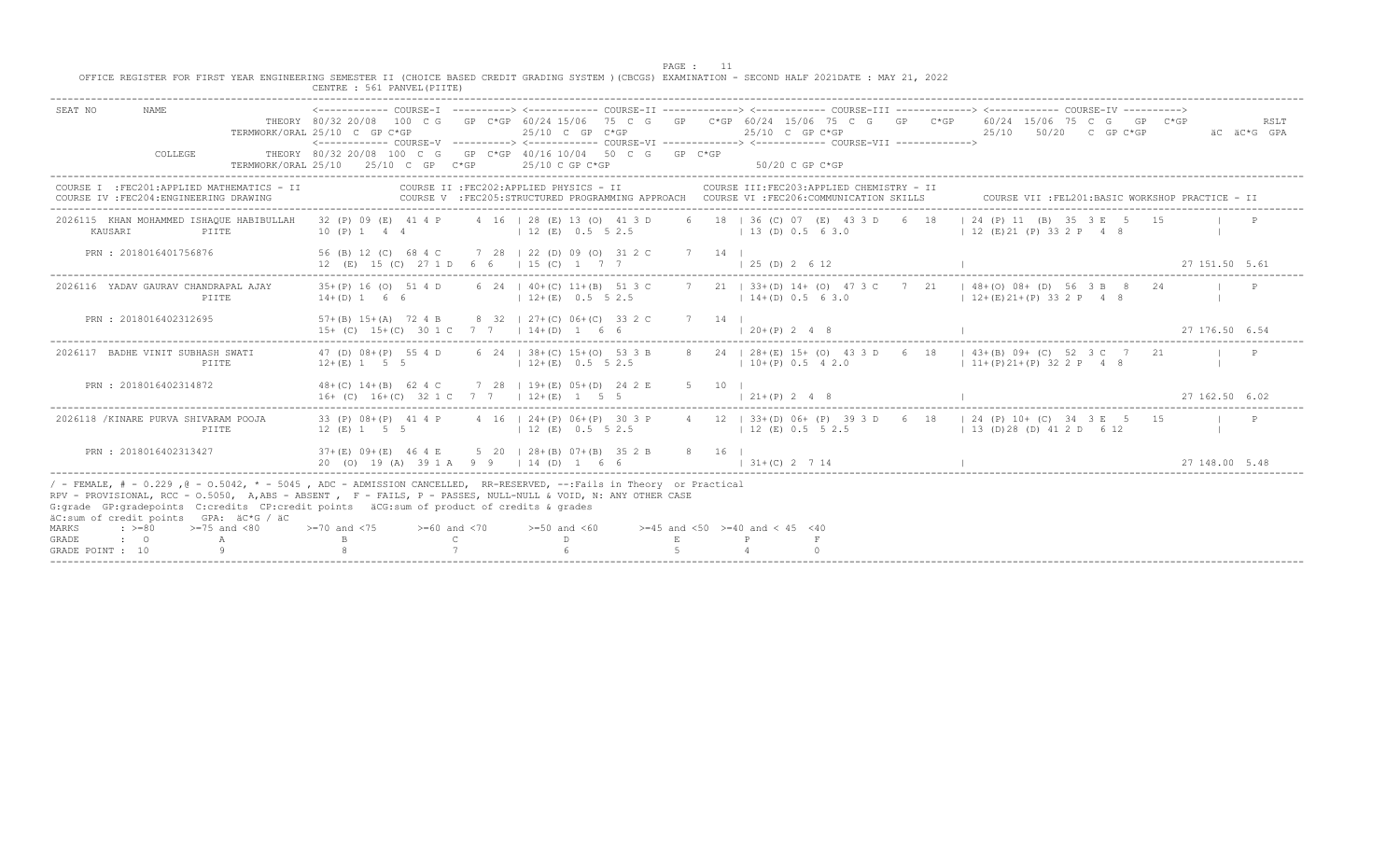OFFICE REGISTER FOR FIRST YEAR ENGINEERING SEMESTER II (CHOICE BASED CREDIT GRADING SYSTEM )(CBCGS) EXAMINATION - SECOND HALF 2021DATE : MAY 21, 2022

CENTRE : 561 PANVEL(PIITE)

```
SEAT NO       NAME                        <------------ COURSE-I  ----------> <------------ COURSE-II -------------> <------------ COURSE-III -------------> <------------ COURSE-IV ---------->
                              THEORY 80/32 20/08  100  C G   GP  C*GP 60/24 15/06   75  C  G   GP    C*GP 60/24  15/06  75  C  G   GP   C*GP    60/24  15/06  75  C  G   GP  C*GP              RSLT
                        TERMWORK/ORAL 25/10  C  GP C*GP                  25/10  C  GP  C*GP                    25/10  C  GP C*GP                 25/10   50/20   C  GP C*GP          äC  äC*G  GPA
                                      <------------ COURSE-V  ----------> <------------ COURSE-VI -------------> <------------ COURSE-VII ------------->
              COLLEGE         THEORY 80/32 20/08  100  C G   GP  C*GP 40/16 10/04   50  C  G   GP  C*GP
                        TERMWORK/ORAL 25/10    25/10  C  GP   C*GP        25/10 C GP C*GP                      50/20 C GP C*GP
```

COURSE I :FEC201:APPLIED MATHEMATICS - II / COURSE II :FEC202:APPLIED PHYSICS - II / COURSE III:FEC203:APPLIED CHEMISTRY - II
COURSE IV :FEC204:ENGINEERING DRAWING / COURSE V :FEC205:STRUCTURED PROGRAMMING APPROACH / COURSE VI :FEC206:COMMUNICATION SKILLS / COURSE VII :FEL201:BASIC WORKSHOP PRACTICE - II

```
2026115  KHAN MOHAMMED ISHAQUE HABIBULLAH   32 (P) 09 (E)  41 4 P     4  16  | 28 (E) 13 (O)  41 3 D     6   18  | 36 (C) 07  (E)  43 3 D    6  18   | 24 (P) 11  (B)  35  3 E   5   15         |    P
   KAUSARI              PIITE               10 (P) 1   4  4                  | 12 (E)  0.5  5 2.5                | 13 (D) 0.5  6 3.0                  | 12 (E)21 (P) 33 2 P   4  8               |

   PRN : 2018016401756876                   56 (B) 12 (C)  68 4 C     7  28  | 22 (D) 09 (O)  31 2 C     7   14  |
                                            12  (E)  15 (C)  27 1 D   6  6   | 15 (C)  1   7  7                  | 25 (D) 2  6 12                     |                                          27 151.50  5.61

2026116  YADAV GAURAV CHANDRAPAL AJAY       35+(P) 16 (O)  51 4 D     6  24  | 40+(C) 11+(B)  51 3 C     7   21  | 33+(D) 14+ (O)  47 3 C    7  21   | 48+(O) 08+ (D)  56  3 B   8   24         |    P
                        PIITE               14+(D) 1   6  6                  | 12+(E)  0.5  5 2.5                | 14+(D) 0.5  6 3.0                  | 12+(E)21+(P) 33 2 P   4  8               |

   PRN : 2018016402312695                   57+(B) 15+(A)  72 4 B     8  32  | 27+(C) 06+(C)  33 2 C     7   14  |
                                            15+ (C)  15+(C)  30 1 C   7  7   | 14+(D)  1   6  6                  | 20+(P) 2  4  8                     |                                          27 176.50  6.54

2026117  BADHE VINIT SUBHASH SWATI          47 (D) 08+(P)  55 4 D     6  24  | 38+(C) 15+(O)  53 3 B     8   24  | 28+(E) 15+ (O)  43 3 D    6  18   | 43+(B) 09+ (C)  52  3 C   7   21         |    P
                        PIITE               12+(E) 1   5  5                  | 12+(E)  0.5  5 2.5                | 10+(P) 0.5  4 2.0                  | 11+(P)21+(P) 32 2 P   4  8               |

   PRN : 2018016402314872                   48+(C) 14+(B)  62 4 C     7  28  | 19+(E) 05+(D)  24 2 E     5   10  |
                                            16+ (C)  16+(C)  32 1 C   7  7   | 12+(E)  1   5  5                  | 21+(P) 2  4  8                     |                                          27 162.50  6.02

2026118 /KINARE PURVA SHIVARAM POOJA        33 (P) 08+(P)  41 4 P     4  16  | 24+(P) 06+(P)  30 3 P     4   12  | 33+(D) 06+ (P)  39 3 D    6  18   | 24 (P) 10+ (C)  34  3 E   5   15         |    P
                        PIITE               12 (E) 1   5  5                  | 12 (E)  0.5  5 2.5                | 12 (E) 0.5  5 2.5                  | 13 (D)28 (D) 41 2 D   6 12               |

   PRN : 2018016402313427                   37+(E) 09+(E)  46 4 E     5  20  | 28+(B) 07+(B)  35 2 B     8   16  |
                                            20  (O)  19 (A)  39 1 A   9  9   | 14 (D)  1   6  6                  | 31+(C) 2  7 14                     |                                          27 148.00  5.48
```

/ - FEMALE, # - 0.229 ,@ - 0.5042, * - 5045 , ADC - ADMISSION CANCELLED, RR-RESERVED, --:Fails in Theory or Practical
RPV - PROVISIONAL, RCC - 0.5050, A,ABS - ABSENT , F - FAILS, P - PASSES, NULL-NULL & VOID, N: ANY OTHER CASE
G:grade GP:gradepoints C:credits CP:credit points äCG:sum of product of credits & grades
äC:sum of credit points GPA: äC*G / äC

| MARKS | : >=80 | >=75 and <80 | >=70 and <75 | >=60 and <70 | >=50 and <60 | >=45 and <50 | >=40 and < 45 | <40 |
|---|---|---|---|---|---|---|---|---|
| GRADE | : O | A | B | C | D | E | P | F |
| GRADE POINT | : 10 | 9 | 8 | 7 | 6 | 5 | 4 | 0 |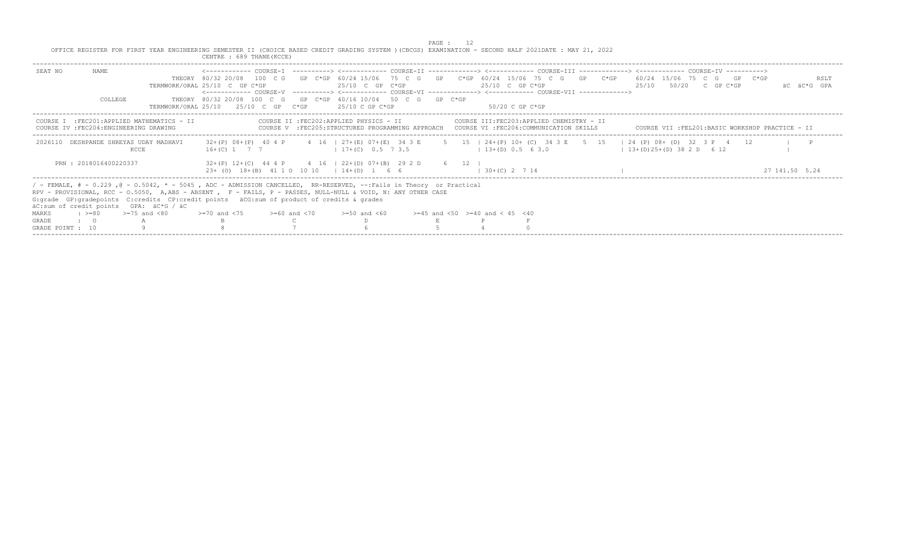OFFICE REGISTER FOR FIRST YEAR ENGINEERING SEMESTER II (CHOICE BASED CREDIT GRADING SYSTEM )(CBCGS) EXAMINATION - SECOND HALF 2021DATE : MAY 21, 2022

CENTRE : 689 THANE(KCCE)

```
SEAT NO     NAME                    <------------ COURSE-I  ----------> <------------ COURSE-II -------------> <------------ COURSE-III -------------> <------------ COURSE-IV ---------->
                             THEORY 80/32 20/08  100  C G   GP  C*GP 60/24 15/06   75  C  G    GP    C*GP 60/24  15/06  75  C  G    GP    C*GP    60/24  15/06  75  C  G    GP   C*GP              RSLT
                       TERMWORK/ORAL 25/10  C  GP C*GP                25/10  C  GP  C*GP                   25/10  C  GP C*GP                        25/10    50/20    C  GP C*GP          äC  äC*G  GPA
                                    <------------ COURSE-V  ----------> <------------ COURSE-VI -------------> <------------ COURSE-VII ------------->
            COLLEGE          THEORY 80/32 20/08  100  C G   GP  C*GP 40/16 10/04   50  C  G   GP  C*GP
                       TERMWORK/ORAL 25/10    25/10  C  GP   C*GP     25/10 C GP C*GP                      50/20 C GP C*GP
```

```
COURSE I  :FEC201:APPLIED MATHEMATICS - II          COURSE II :FEC202:APPLIED PHYSICS - II              COURSE III:FEC203:APPLIED CHEMISTRY - II
COURSE IV :FEC204:ENGINEERING DRAWING               COURSE V  :FEC205:STRUCTURED PROGRAMMING APPROACH   COURSE VI :FEC206:COMMUNICATION SKILLS       COURSE VII :FEL201:BASIC WORKSHOP PRACTICE - II
```

```
 2026110  DESHPANDE SHREYAS UDAY MADHAVI     32+(P) 08+(P)  40 4 P      4  16  | 27+(E) 07+(E)  34 3 E     5   15  | 24+(P) 10+ (C)  34 3 E    5  15   | 24 (P) 08+ (D)  32  3 P  4   12          |    P
                  KCCE                       16+(C) 1   7  7                   | 17+(C)  0.5  7 3.5                | 13+(D) 0.5  6 3.0                 | 13+(D)25+(D) 38 2 D   6 12               |

      PRN : 2018016400220337                 32+(P) 12+(C)  44 4 P      4  16  | 22+(D) 07+(B)  29 2 D     6   12  |
                                             23+ (O)  18+(B)  41 1 O  10 10    | 14+(D)  1   6  6                  | 30+(C) 2  7 14                    |                                          27 141.50  5.24
```

/ - FEMALE, # - 0.229 ,@ - O.5042, * - 5045 , ADC - ADMISSION CANCELLED, RR-RESERVED, --:Fails in Theory or Practical
RPV - PROVISIONAL, RCC - O.5050, A,ABS - ABSENT , F - FAILS, P - PASSES, NULL-NULL & VOID, N: ANY OTHER CASE
G:grade GP:gradepoints C:credits CP:credit points äCG:sum of product of credits & grades
äC:sum of credit points GPA: äC*G / äC

| MARKS | : >=80 | >=75 and <80 | >=70 and <75 | >=60 and <70 | >=50 and <60 | >=45 and <50 | >=40 and < 45 | <40 |
|---|---|---|---|---|---|---|---|---|
| GRADE | : O | A | B | C | D | E | P | F |
| GRADE POINT | : 10 | 9 | 8 | 7 | 6 | 5 | 4 | 0 |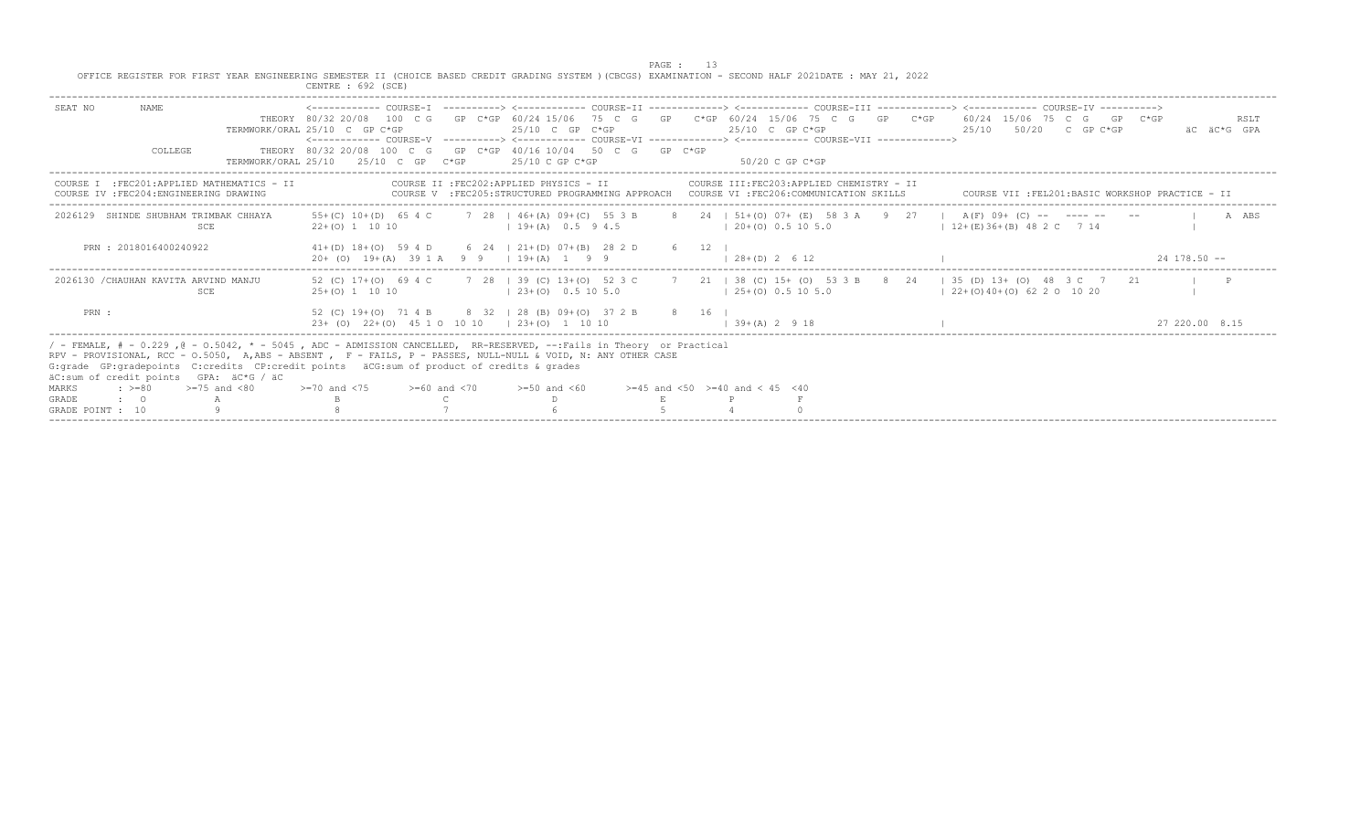OFFICE REGISTER FOR FIRST YEAR ENGINEERING SEMESTER II (CHOICE BASED CREDIT GRADING SYSTEM )(CBCGS) EXAMINATION - SECOND HALF 2021DATE : MAY 21, 2022

CENTRE : 692 (SCE)

```
SEAT NO       NAME                  <------------ COURSE-I  ----------> <------------ COURSE-II -------------> <------------ COURSE-III -------------> <------------ COURSE-IV ---------->
                          THEORY 80/32 20/08  100  C G   GP  C*GP 60/24 15/06  75  C  G   GP   C*GP 60/24  15/06  75  C  G   GP   C*GP   60/24  15/06  75  C  G   GP  C*GP          RSLT
                   TERMWORK/ORAL 25/10  C  GP C*GP              25/10  C  GP  C*GP              25/10  C  GP C*GP                  25/10    50/20   C  GP C*GP          äC  äC*G  GPA
                                 <------------ COURSE-V  ----------> <------------ COURSE-VI -------------> <------------ COURSE-VII ------------->
              COLLEGE     THEORY 80/32 20/08  100  C  G   GP  C*GP  40/16 10/04   50  C  G   GP  C*GP
                   TERMWORK/ORAL 25/10    25/10  C  GP   C*GP       25/10 C GP C*GP                     50/20 C GP C*GP
```

```
COURSE I  :FEC201:APPLIED MATHEMATICS - II              COURSE II :FEC202:APPLIED PHYSICS - II              COURSE III:FEC203:APPLIED CHEMISTRY - II
COURSE IV :FEC204:ENGINEERING DRAWING                   COURSE V  :FEC205:STRUCTURED PROGRAMMING APPROACH   COURSE VI :FEC206:COMMUNICATION SKILLS       COURSE VII :FEL201:BASIC WORKSHOP PRACTICE - II
```

```
2026129  SHINDE SHUBHAM TRIMBAK CHHAYA    55+(C) 10+(D)  65 4 C    7  28  | 46+(A) 09+(C)  55 3 B    8   24  | 51+(O) 07+ (E)  58 3 A   9  27   |  A(F) 09+ (C) --   ---- --   --       |   A  ABS
                  SCE                     22+(O) 1  10 10                 | 19+(A)  0.5  9 4.5                | 20+(O) 0.5 10 5.0                 | 12+(E)36+(B) 48 2 C   7 14           |

    PRN : 2018016400240922                41+(D) 18+(O)  59 4 D    6  24  | 21+(D) 07+(B)  28 2 D    6   12  |
                                          20+ (O)  19+(A)  39 1 A   9  9  | 19+(A)  1   9  9                 | 28+(D) 2  6 12                    |                                          24 178.50 --
```

```
2026130 /CHAUHAN KAVITA ARVIND MANJU      52 (C) 17+(O)  69 4 C    7  28  | 39 (C) 13+(O)  52 3 C    7   21  | 38 (C) 15+ (O)  53 3 B   8  24   | 35 (D) 13+ (O)  48  3 C  7   21      |   P
                  SCE                     25+(O) 1  10 10                 | 23+(O)  0.5 10 5.0                | 25+(O) 0.5 10 5.0                 | 22+(O)40+(O) 62 2 O  10 20           |

    PRN :                                 52 (C) 19+(O)  71 4 B    8  32  | 28 (B) 09+(O)  37 2 B    8   16  |
                                          23+ (O)  22+(O)  45 1 O  10 10  | 23+(O)  1  10 10                 | 39+(A) 2  9 18                    |                                          27 220.00  8.15
```

/ - FEMALE, # - 0.229 ,@ - O.5042, * - 5045 , ADC - ADMISSION CANCELLED, RR-RESERVED, --:Fails in Theory or Practical
RPV - PROVISIONAL, RCC - O.5050, A,ABS - ABSENT , F - FAILS, P - PASSES, NULL-NULL & VOID, N: ANY OTHER CASE
G:grade GP:gradepoints C:credits CP:credit points äCG:sum of product of credits & grades
äC:sum of credit points GPA: äC*G / äC

| MARKS | : >=80 | >=75 and <80 | >=70 and <75 | >=60 and <70 | >=50 and <60 | >=45 and <50 | >=40 and < 45 | <40 |
|---|---|---|---|---|---|---|---|---|
| GRADE | : O | A | B | C | D | E | P | F |
| GRADE POINT | : 10 | 9 | 8 | 7 | 6 | 5 | 4 | 0 |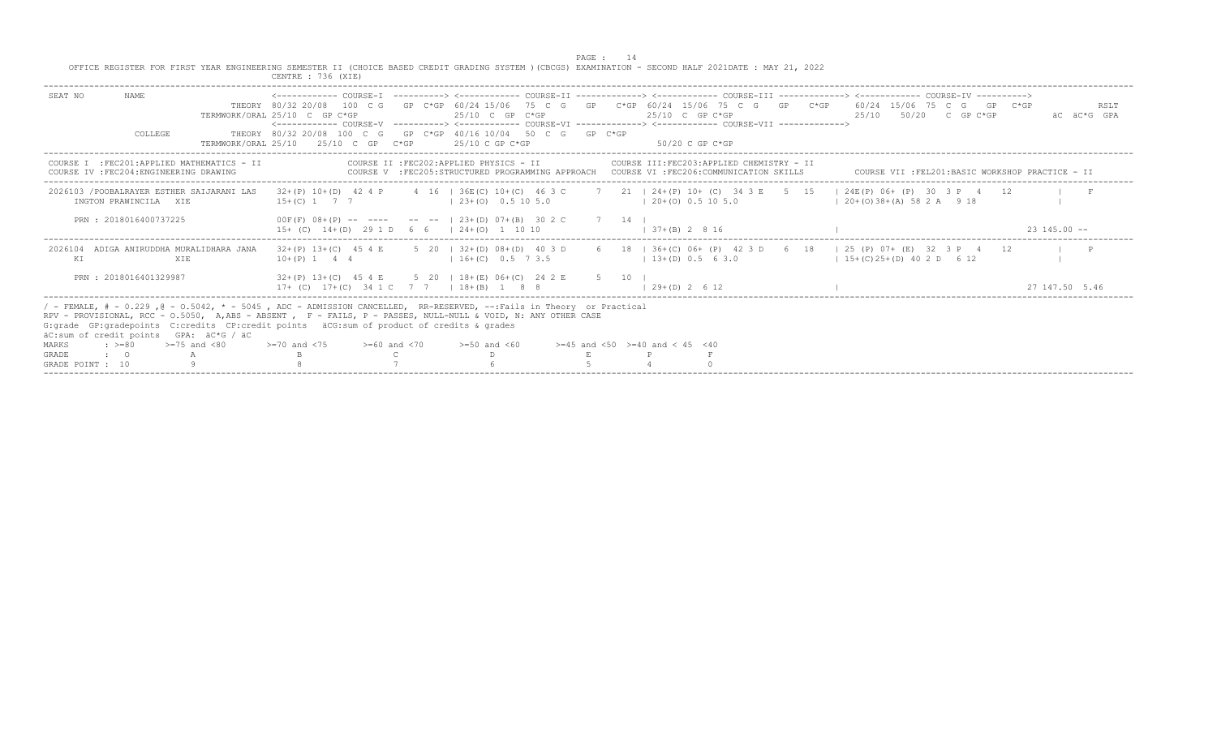OFFICE REGISTER FOR FIRST YEAR ENGINEERING SEMESTER II (CHOICE BASED CREDIT GRADING SYSTEM )(CBCGS) EXAMINATION - SECOND HALF 2021DATE : MAY 21, 2022

CENTRE : 736 (XIE)

```
SEAT NO       NAME              <------------ COURSE-I  ----------> <------------ COURSE-II -------------> <------------ COURSE-III -------------> <------------ COURSE-IV ---------->
                         THEORY 80/32 20/08  100  C G   GP  C*GP 60/24 15/06  75  C  G   GP   C*GP 60/24  15/06  75  C  G   GP   C*GP   60/24  15/06  75  C  G   GP  C*GP          RSLT
              TERMWORK/ORAL 25/10  C  GP C*GP               25/10  C  GP  C*GP                25/10  C  GP C*GP                 25/10    50/20   C  GP C*GP            äC  äC*G  GPA
                                <------------ COURSE-V  ----------> <------------ COURSE-VI -------------> <------------ COURSE-VII ------------>
              COLLEGE    THEORY 80/32 20/08  100  C  G   GP  C*GP 40/16 10/04   50  C  G   GP  C*GP
              TERMWORK/ORAL 25/10    25/10  C  GP   C*GP        25/10 C GP C*GP                50/20 C GP C*GP
```

COURSE I :FEC201:APPLIED MATHEMATICS - II | COURSE II :FEC202:APPLIED PHYSICS - II | COURSE III:FEC203:APPLIED CHEMISTRY - II

COURSE IV :FEC204:ENGINEERING DRAWING | COURSE V :FEC205:STRUCTURED PROGRAMMING APPROACH | COURSE VI :FEC206:COMMUNICATION SKILLS | COURSE VII :FEL201:BASIC WORKSHOP PRACTICE - II

```
2026103 /POOBALRAYER ESTHER SAIJARANI LAS   32+(P) 10+(D)  42 4 P     4  16  | 36E(C) 10+(C)  46 3 C     7   21  | 24+(P) 10+ (C)  34 3 E    5  15    | 24E(P) 06+ (P)  30  3 P   4   12        |     F
     INGTON PRAWINCILA   XIE                15+(C) 1   7  7                   | 23+(O)  0.5 10 5.0                | 20+(O) 0.5 10 5.0                   | 20+(O)38+(A) 58 2 A   9 18               |

     PRN : 2018016400737225                 00F(F) 08+(P) --  ----    --  --  | 23+(D) 07+(B)  30 2 C      7   14  |
                                            15+ (C)  14+(D)  29 1 D   6  6    | 24+(O)  1  10 10                   | 37+(B) 2  8 16                      |                                                23 145.00 --

2026104  ADIGA ANIRUDDHA MURALIDHARA JANA   32+(P) 13+(C)  45 4 E     5  20  | 32+(D) 08+(D)  40 3 D     6   18  | 36+(C) 06+ (P)  42 3 D    6  18    | 25 (P) 07+ (E)  32  3 P   4   12        |     P
     KI                 XIE                 10+(P) 1   4  4                   | 16+(C)  0.5  7 3.5                 | 13+(D) 0.5  6 3.0                   | 15+(C)25+(D) 40 2 D   6 12               |

     PRN : 2018016401329987                 32+(P) 13+(C)  45 4 E     5  20  | 18+(E) 06+(C)  24 2 E      5   10  |
                                            17+ (C)  17+(C)  34 1 C   7  7    | 18+(B)  1   8  8                   | 29+(D) 2  6 12                      |                                                27 147.50 5.46
```

/ - FEMALE, # - 0.229 ,@ - 0.5042, * - 5045 , ADC - ADMISSION CANCELLED, RR-RESERVED, --:Fails in Theory or Practical
RPV - PROVISIONAL, RCC - O.5050, A,ABS - ABSENT , F - FAILS, P - PASSES, NULL-NULL & VOID, N: ANY OTHER CASE
G:grade GP:gradepoints C:credits CP:credit points äCG:sum of product of credits & grades
äC:sum of credit points GPA: äC*G / äC

| MARKS | : >=80 | >=75 and <80 | >=70 and <75 | >=60 and <70 | >=50 and <60 | >=45 and <50 | >=40 and < 45 | <40 |
|---|---|---|---|---|---|---|---|---|
| GRADE | : O | A | B | C | D | E | P | F |
| GRADE POINT | : 10 | 9 | 8 | 7 | 6 | 5 | 4 | 0 |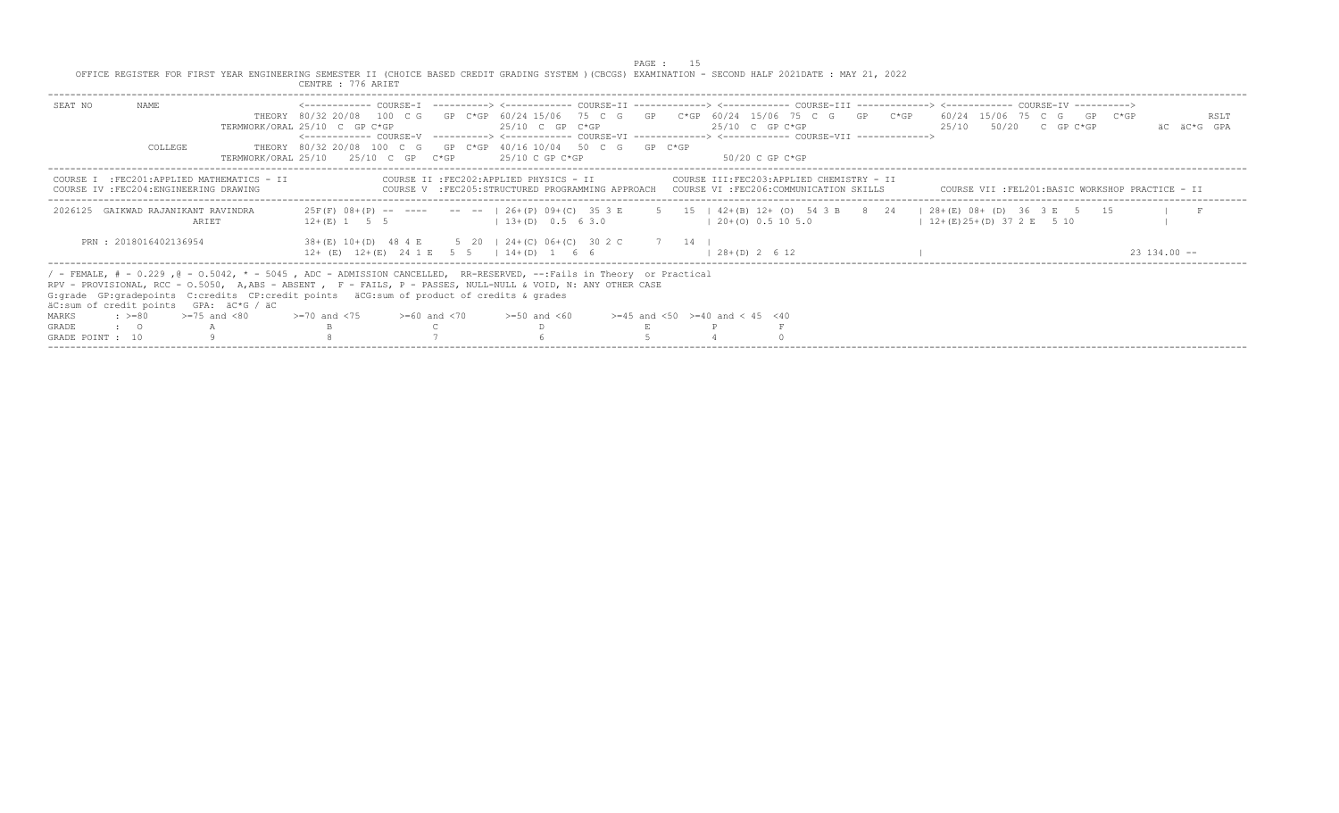OFFICE REGISTER FOR FIRST YEAR ENGINEERING SEMESTER II (CHOICE BASED CREDIT GRADING SYSTEM )(CBCGS) EXAMINATION - SECOND HALF 2021DATE : MAY 21, 2022

CENTRE : 776 ARIET

```
SEAT NO       NAME                      <------------ COURSE-I  ----------> <------------ COURSE-II -------------> <------------ COURSE-III -------------> <------------ COURSE-IV ---------->
                                 THEORY  80/32 20/08  100  C G   GP  C*GP  60/24 15/06   75  C  G   GP   C*GP  60/24  15/06  75  C  G   GP   C*GP    60/24  15/06  75  C  G   GP  C*GP              RSLT
                          TERMWORK/ORAL  25/10  C  GP C*GP                 25/10  C  GP  C*GP                  25/10  C  GP C*GP                       25/10    50/20   C  GP C*GP         äC  äC*G  GPA
                                        <------------ COURSE-V  ----------> <------------ COURSE-VI -------------> <------------ COURSE-VII ------------->
              COLLEGE            THEORY  80/32 20/08  100  C  G   GP  C*GP  40/16 10/04   50  C  G   GP  C*GP
                          TERMWORK/ORAL  25/10    25/10  C  GP   C*GP        25/10 C GP C*GP                   50/20 C GP C*GP
```

COURSE I :FEC201:APPLIED MATHEMATICS - II | COURSE II :FEC202:APPLIED PHYSICS - II | COURSE III:FEC203:APPLIED CHEMISTRY - II
COURSE IV :FEC204:ENGINEERING DRAWING | COURSE V :FEC205:STRUCTURED PROGRAMMING APPROACH | COURSE VI :FEC206:COMMUNICATION SKILLS | COURSE VII :FEL201:BASIC WORKSHOP PRACTICE - II

```
 2026125  GAIKWAD RAJANIKANT RAVINDRA     25F(F) 08+(P) --  ----    -- --  | 26+(P) 09+(C)  35 3 E     5   15  | 42+(B) 12+ (O)  54 3 B    8  24   | 28+(E) 08+ (D)  36  3 E   5   15          |    F
                             ARIET        12+(E) 1   5  5                  | 13+(D)  0.5  6 3.0                 | 20+(O) 0.5 10 5.0                  | 12+(E)25+(D) 37 2 E   5 10               |

      PRN : 2018016402136954              38+(E) 10+(D)  48 4 E      5  20  | 24+(C) 06+(C)  30 2 C      7   14  |
                                          12+ (E)  12+(E)  24 1 E   5  5    | 14+(D)  1   6  6                   | 28+(D) 2  6 12                      |                                      23 134.00 --
```

/ - FEMALE, # - 0.229 ,@ - O.5042, * - 5045 , ADC - ADMISSION CANCELLED, RR-RESERVED, --:Fails in Theory or Practical
RPV - PROVISIONAL, RCC - O.5050, A,ABS - ABSENT , F - FAILS, P - PASSES, NULL-NULL & VOID, N: ANY OTHER CASE
G:grade GP:gradepoints C:credits CP:credit points äCG:sum of product of credits & grades
äC:sum of credit points GPA: äC*G / äC

| MARKS | : >=80 | >=75 and <80 | >=70 and <75 | >=60 and <70 | >=50 and <60 | >=45 and <50 | >=40 and < 45 | <40 |
|---|---|---|---|---|---|---|---|---|
| GRADE | : O | A | B | C | D | E | P | F |
| GRADE POINT | : 10 | 9 | 8 | 7 | 6 | 5 | 4 | 0 |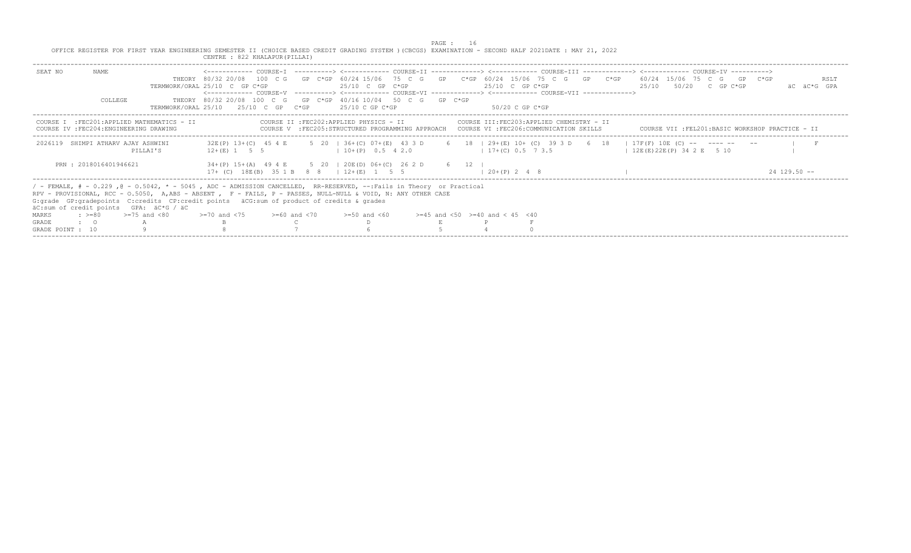OFFICE REGISTER FOR FIRST YEAR ENGINEERING SEMESTER II (CHOICE BASED CREDIT GRADING SYSTEM )(CBCGS) EXAMINATION - SECOND HALF 2021DATE : MAY 21, 2022

CENTRE : 822 KHALAPUR(PILLAI)

```
SEAT NO       NAME                 <------------ COURSE-I  ----------> <------------ COURSE-II -------------> <------------ COURSE-III -------------> <------------ COURSE-IV ---------->
                          THEORY 80/32 20/08  100  C G   GP  C*GP  60/24 15/06  75  C  G   GP   C*GP  60/24  15/06  75  C  G   GP   C*GP   60/24  15/06  75  C  G   GP  C*GP              RSLT
                    TERMWORK/ORAL 25/10  C  GP C*GP              25/10  C  GP  C*GP                  25/10  C  GP C*GP                    25/10    50/20   C  GP C*GP           äC  äC*G  GPA
                                   <------------ COURSE-V  ----------> <------------ COURSE-VI -------------> <------------ COURSE-VII ------------->
              COLLEGE     THEORY 80/32 20/08  100  C G   GP  C*GP  40/16 10/04   50  C  G   GP  C*GP
                    TERMWORK/ORAL 25/10    25/10  C  GP   C*GP      25/10 C GP C*GP                     50/20 C GP C*GP
```

COURSE I :FEC201:APPLIED MATHEMATICS - II
COURSE IV :FEC204:ENGINEERING DRAWING
COURSE II :FEC202:APPLIED PHYSICS - II
COURSE V :FEC205:STRUCTURED PROGRAMMING APPROACH
COURSE III:FEC203:APPLIED CHEMISTRY - II
COURSE VI :FEC206:COMMUNICATION SKILLS
COURSE VII :FEL201:BASIC WORKSHOP PRACTICE - II

```
 2026119  SHIMPI ATHARV AJAY ASHWINI       32E(P) 13+(C)  45 4 E      5  20  | 36+(C) 07+(E)  43 3 D      6   18  | 29+(E) 10+ (C)  39 3 D    6  18   | 17F(F) 10E (C) --   ---- --   --        |     F
                            PILLAI'S       12+(E) 1   5  5                   | 10+(P)  0.5  4 2.0                  | 17+(C) 0.5  7 3.5                  | 12E(E)22E(P) 34 2 E   5 10             |

      PRN : 2018016401946621              34+(P) 15+(A)  49 4 E      5  20  | 20E(D) 06+(C)  26 2 D      6   12  |
                                          17+ (C)  18E(B)  35 1 B   8  8    | 12+(E)  1   5  5                    | 20+(P) 2  4  8                     |                                            24 129.50 --
```

/ - FEMALE, # - 0.229 ,@ - O.5042, * - 5045 , ADC - ADMISSION CANCELLED, RR-RESERVED, --:Fails in Theory or Practical
RPV - PROVISIONAL, RCC - O.5050, A,ABS - ABSENT , F - FAILS, P - PASSES, NULL-NULL & VOID, N: ANY OTHER CASE
G:grade GP:gradepoints C:credits CP:credit points äCG:sum of product of credits & grades
äC:sum of credit points GPA: äC*G / äC

| MARKS | : >=80 | >=75 and <80 | >=70 and <75 | >=60 and <70 | >=50 and <60 | >=45 and <50 | >=40 and < 45 | <40 |
|---|---|---|---|---|---|---|---|---|
| GRADE | : O | A | B | C | D | E | P | F |
| GRADE POINT | : 10 | 9 | 8 | 7 | 6 | 5 | 4 | 0 |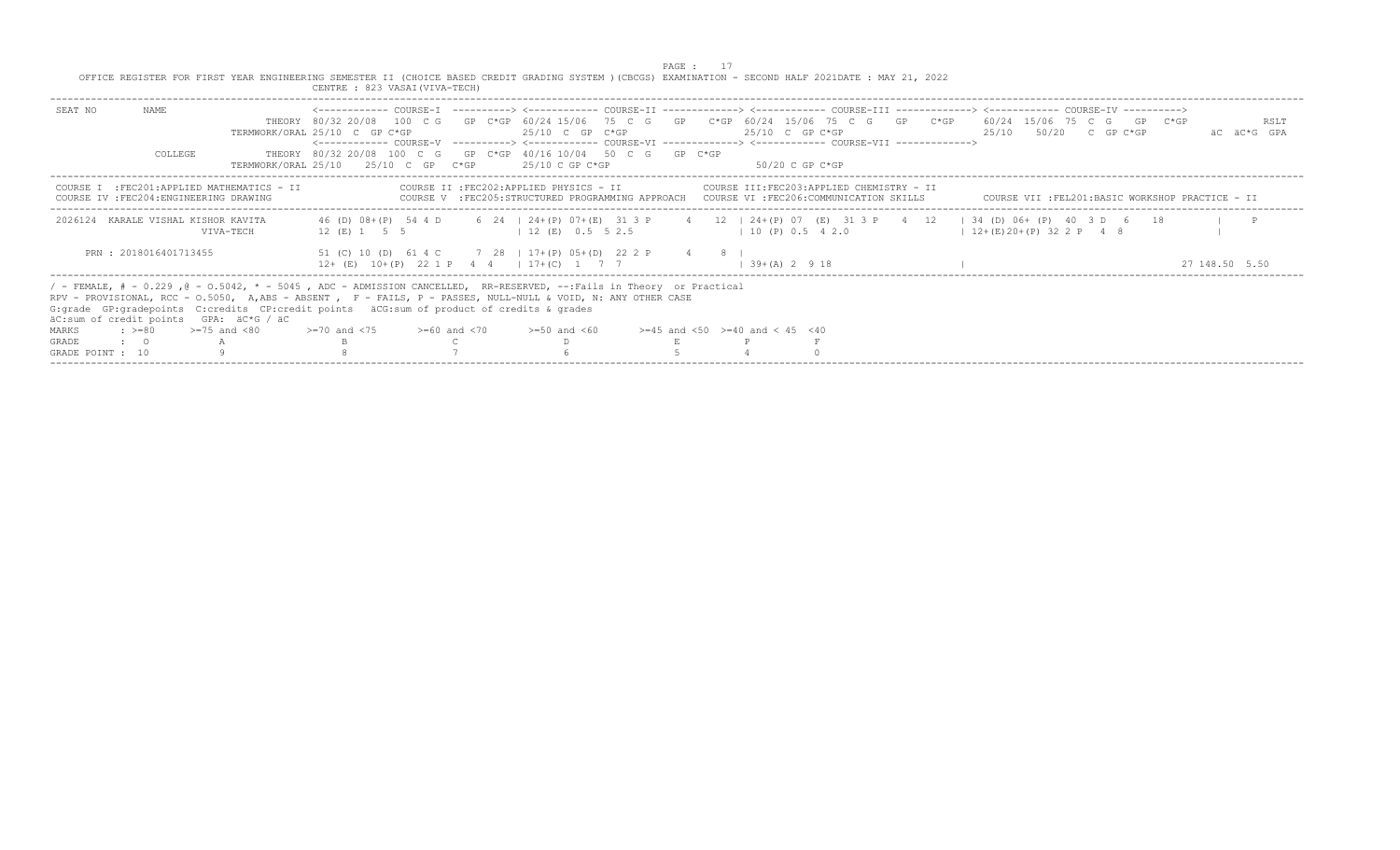OFFICE REGISTER FOR FIRST YEAR ENGINEERING SEMESTER II (CHOICE BASED CREDIT GRADING SYSTEM )(CBCGS) EXAMINATION - SECOND HALF 2021DATE : MAY 21, 2022

CENTRE : 823 VASAI(VIVA-TECH)

```
SEAT NO      NAME                       <------------ COURSE-I  ----------> <------------ COURSE-II -------------> <------------ COURSE-III -------------> <------------ COURSE-IV ---------->
                          THEORY  80/32 20/08  100  C G   GP  C*GP  60/24 15/06   75  C  G   GP   C*GP  60/24  15/06  75  C  G   GP   C*GP   60/24  15/06  75  C  G   GP  C*GP          RSLT
                   TERMWORK/ORAL 25/10  C  GP C*GP                  25/10  C  GP  C*GP                   25/10  C  GP C*GP                     25/10    50/20   C  GP C*GP          äC  äC*G  GPA
                                        <------------ COURSE-V  ----------> <------------ COURSE-VI -------------> <------------ COURSE-VII ------------->
             COLLEGE      THEORY  80/32 20/08  100  C G   GP  C*GP  40/16 10/04   50  C  G   GP  C*GP
                   TERMWORK/ORAL 25/10    25/10  C  GP   C*GP       25/10 C GP C*GP                       50/20 C GP C*GP
```

```
COURSE I  :FEC201:APPLIED MATHEMATICS - II          COURSE II :FEC202:APPLIED PHYSICS - II              COURSE III:FEC203:APPLIED CHEMISTRY - II
COURSE IV :FEC204:ENGINEERING DRAWING               COURSE V  :FEC205:STRUCTURED PROGRAMMING APPROACH   COURSE VI :FEC206:COMMUNICATION SKILLS      COURSE VII :FEL201:BASIC WORKSHOP PRACTICE - II
```

```
 2026124  KARALE VISHAL KISHOR KAVITA     46 (D) 08+(P)  54 4 D     6  24  | 24+(P) 07+(E)  31 3 P     4   12  | 24+(P) 07  (E)  31 3 P    4  12   | 34 (D) 06+ (P)  40  3 D   6   18          |    P
                  VIVA-TECH               12 (E) 1   5  5                  | 12 (E)  0.5  5 2.5                | 10 (P) 0.5  4 2.0                 | 12+(E)20+(P) 32 2 P   4  8                |

     PRN : 2018016401713455               51 (C) 10 (D)  61 4 C     7  28  | 17+(P) 05+(D)  22 2 P     4    8  |
                                          12+ (E)  10+(P)  22 1 P   4  4   | 17+(C)  1   7  7                  | 39+(A) 2  9 18                    |                                             27 148.50  5.50
```

/ - FEMALE, # - 0.229 ,@ - O.5042, * - 5045 , ADC - ADMISSION CANCELLED, RR-RESERVED, --:Fails in Theory or Practical
RPV - PROVISIONAL, RCC - O.5050, A,ABS - ABSENT , F - FAILS, P - PASSES, NULL-NULL & VOID, N: ANY OTHER CASE
G:grade GP:gradepoints C:credits CP:credit points äCG:sum of product of credits & grades
äC:sum of credit points GPA: äC*G / äC

| MARKS | : >=80 | >=75 and <80 | >=70 and <75 | >=60 and <70 | >=50 and <60 | >=45 and <50 | >=40 and < 45 | <40 |
|---|---|---|---|---|---|---|---|---|
| GRADE | : O | A | B | C | D | E | P | F |
| GRADE POINT : | 10 | 9 | 8 | 7 | 6 | 5 | 4 | 0 |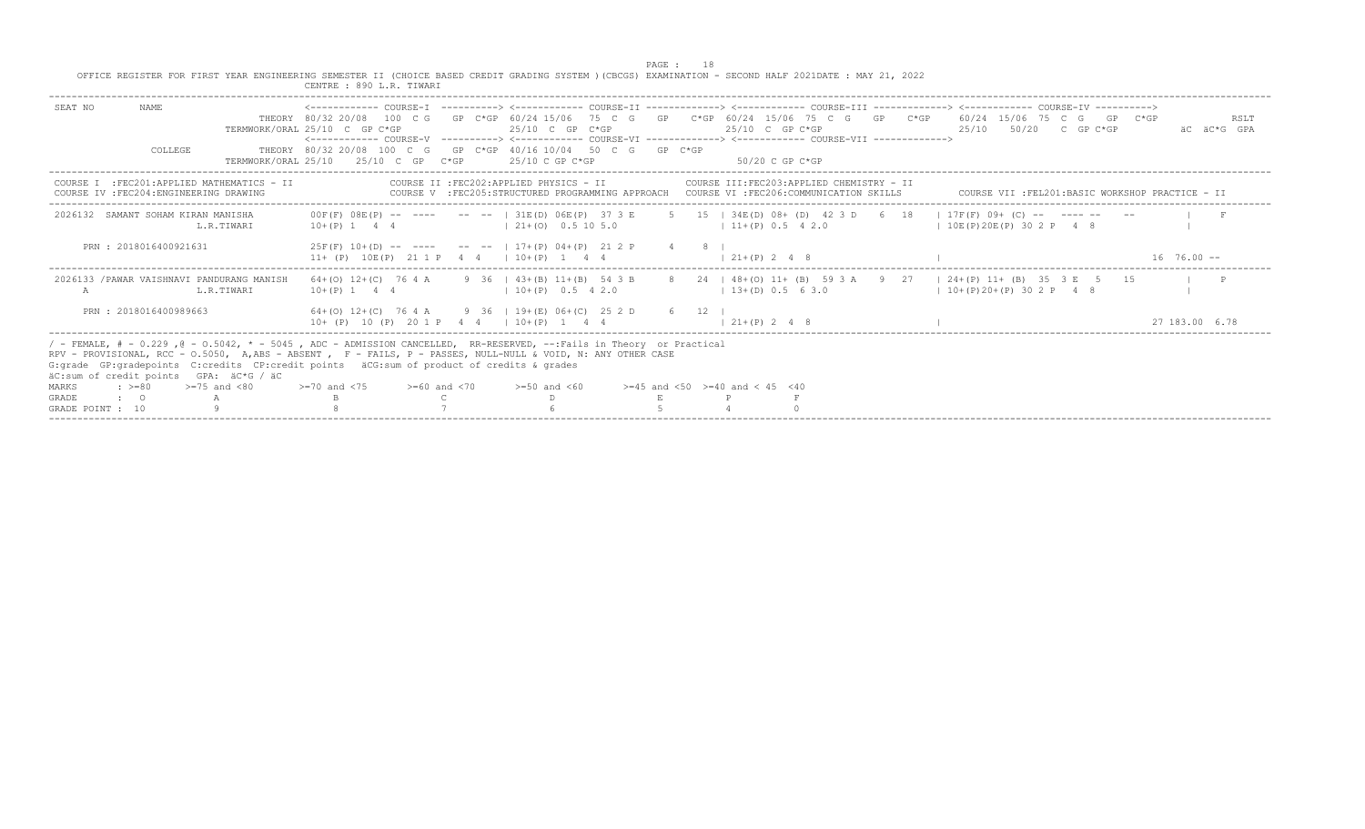OFFICE REGISTER FOR FIRST YEAR ENGINEERING SEMESTER II (CHOICE BASED CREDIT GRADING SYSTEM )(CBCGS) EXAMINATION - SECOND HALF 2021DATE : MAY 21, 2022

CENTRE : 890 L.R. TIWARI

```
SEAT NO       NAME                          <------------ COURSE-I  ----------> <------------ COURSE-II -------------> <------------ COURSE-III -------------> <------------ COURSE-IV ---------->
                                 THEORY  80/32 20/08  100  C G    GP  C*GP  60/24 15/06   75  C  G    GP    C*GP  60/24  15/06  75  C  G    GP    C*GP     60/24  15/06  75  C  G    GP   C*GP                RSLT
                          TERMWORK/ORAL 25/10  C  GP C*GP                   25/10  C  GP  C*GP                    25/10  C  GP C*GP                  25/10    50/20    C  GP C*GP           äC  äC*G  GPA
                                            <------------ COURSE-V  ----------> <------------ COURSE-VI -------------> <------------ COURSE-VII ------------->
              COLLEGE            THEORY  80/32 20/08  100  C  G    GP  C*GP  40/16 10/04   50  C  G    GP  C*GP
                          TERMWORK/ORAL 25/10    25/10  C  GP   C*GP          25/10 C GP C*GP                     50/20 C GP C*GP

COURSE I  :FEC201:APPLIED MATHEMATICS - II              COURSE II :FEC202:APPLIED PHYSICS - II              COURSE III:FEC203:APPLIED CHEMISTRY - II
COURSE IV :FEC204:ENGINEERING DRAWING                   COURSE V  :FEC205:STRUCTURED PROGRAMMING APPROACH   COURSE VI :FEC206:COMMUNICATION SKILLS        COURSE VII :FEL201:BASIC WORKSHOP PRACTICE - II

 2026132  SAMANT SOHAM KIRAN MANISHA        00F(F) 08E(P) --  ----     --  --  | 31E(D) 06E(P)  37 3 E     5   15  | 34E(D) 08+ (D)  42 3 D    6  18    | 17F(F) 09+ (C) --   ---- --    --          |    F
                          L.R.TIWARI        10+(P) 1   4  4                    | 21+(O)  0.5 10 5.0                 | 11+(P) 0.5  4 2.0                   | 10E(P)20E(P) 30 2 P   4  8                |

     PRN : 2018016400921631                 25F(F) 10+(D) --  ----     --  --  | 17+(P) 04+(P)  21 2 P     4    8  |
                                            11+ (P)  10E(P)  21 1 P   4  4     | 10+(P)  1   4  4                   | 21+(P) 2  4  8                      |                                                16  76.00 --

 2026133 /PAWAR VAISHNAVI PANDURANG MANISH  64+(O) 12+(C)  76 4 A      9  36  | 43+(B) 11+(B)  54 3 B     8   24  | 48+(O) 11+ (B)  59 3 A    9  27    | 24+(P) 11+ (B)  35  3 E   5    15         |    P
      A                   L.R.TIWARI        10+(P) 1   4  4                    | 10+(P)  0.5  4 2.0                 | 13+(D) 0.5  6 3.0                   | 10+(P)20+(P) 30 2 P   4  8                |

     PRN : 2018016400989663                 64+(O) 12+(C)  76 4 A      9  36  | 19+(E) 06+(C)  25 2 D     6   12  |
                                            10+ (P)  10 (P)  20 1 P   4  4     | 10+(P)  1   4  4                   | 21+(P) 2  4  8                      |                                          27 183.00  6.78
```

/ - FEMALE, # - 0.229 ,@ - 0.5042, * - 5045 , ADC - ADMISSION CANCELLED, RR-RESERVED, --:Fails in Theory or Practical
RPV - PROVISIONAL, RCC - O.5050, A,ABS - ABSENT , F - FAILS, P - PASSES, NULL-NULL & VOID, N: ANY OTHER CASE
G:grade GP:gradepoints C:credits CP:credit points äCG:sum of product of credits & grades
äC:sum of credit points GPA: äC*G / äC

| MARKS | : >=80 | >=75 and <80 | >=70 and <75 | >=60 and <70 | >=50 and <60 | >=45 and <50 | >=40 and < 45 | <40 |
|---|---|---|---|---|---|---|---|---|
| GRADE | : O | A | B | C | D | E | P | F |
| GRADE POINT | : 10 | 9 | 8 | 7 | 6 | 5 | 4 | 0 |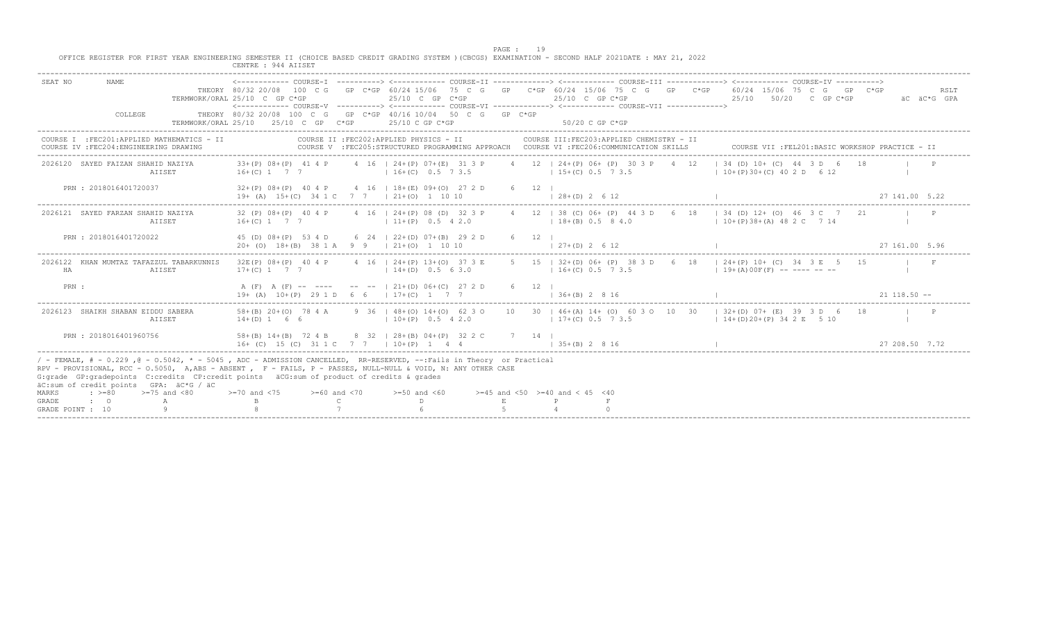OFFICE REGISTER FOR FIRST YEAR ENGINEERING SEMESTER II (CHOICE BASED CREDIT GRADING SYSTEM )(CBCGS) EXAMINATION - SECOND HALF 2021DATE : MAY 21, 2022

CENTRE : 944 AIISET

```
SEAT NO     NAME             <------------ COURSE-I  ----------> <------------ COURSE-II -------------> <------------ COURSE-III -------------> <------------ COURSE-IV ---------->
                      THEORY 80/32 20/08  100  C G   GP  C*GP 60/24 15/06  75  C  G   GP    C*GP  60/24  15/06  75  C  G   GP   C*GP    60/24  15/06  75  C  G   GP  C*GP            RSLT
               TERMWORK/ORAL 25/10  C  GP C*GP                25/10  C  GP  C*GP                  25/10  C  GP C*GP                     25/10    50/20   C  GP C*GP          äC  äC*G  GPA
                             <------------ COURSE-V  ----------> <------------ COURSE-VI -------------> <------------ COURSE-VII ------------>
            COLLEGE   THEORY 80/32 20/08  100  C  G   GP  C*GP  40/16 10/04   50  C  G   GP  C*GP
               TERMWORK/ORAL 25/10    25/10  C  GP   C*GP       25/10 C GP C*GP                    50/20 C GP C*GP

COURSE I  :FEC201:APPLIED MATHEMATICS - II          COURSE II :FEC202:APPLIED PHYSICS - II           COURSE III:FEC203:APPLIED CHEMISTRY - II
COURSE IV :FEC204:ENGINEERING DRAWING               COURSE V  :FEC205:STRUCTURED PROGRAMMING APPROACH   COURSE VI :FEC206:COMMUNICATION SKILLS       COURSE VII :FEL201:BASIC WORKSHOP PRACTICE - II

2026120  SAYED FAIZAN SHAHID NAZIYA      33+(P) 08+(P)  41 4 P     4  16  | 24+(P) 07+(E)  31 3 P     4   12  | 24+(P) 06+ (P)  30 3 P    4  12   | 34 (D) 10+ (C)  44  3 D  6   18         |    P
                          AIISET         16+(C) 1   7  7                   | 16+(C)  0.5  7 3.5                 | 15+(C) 0.5  7 3.5                   | 10+(P)30+(C) 40 2 D   6 12              |
    PRN : 2018016401720037               32+(P) 08+(P)  40 4 P     4  16  | 18+(E) 09+(O)  27 2 D     6   12  |
                                         19+ (A)  15+(C)  34 1 C   7  7   | 21+(O)  1  10 10                   | 28+(D) 2  6 12                      |                                        27 141.00 5.22

2026121  SAYED FARZAN SHAHID NAZIYA      32 (P) 08+(P)  40 4 P     4  16  | 24+(P) 08 (D)  32 3 P     4   12  | 38 (C) 06+ (P)  44 3 D    6  18   | 34 (D) 12+ (O)  46  3 C  7   21         |    P
                          AIISET         16+(C) 1   7  7                   | 11+(P)  0.5  4 2.0                 | 18+(B) 0.5  8 4.0                   | 10+(P)38+(A) 48 2 C   7 14              |
    PRN : 2018016401720022               45 (D) 08+(P)  53 4 D     6  24  | 22+(D) 07+(B)  29 2 D     6   12  |
                                         20+ (O)  18+(B)  38 1 A   9  9   | 21+(O)  1  10 10                   | 27+(D) 2  6 12                      |                                        27 161.00 5.96

2026122  KHAN MUMTAZ TAFAZZUL TABARKUNNIS 32E(P) 08+(P)  40 4 P    4  16  | 24+(P) 13+(O)  37 3 E     5   15  | 32+(D) 06+ (P)  38 3 D    6  18   | 24+(P) 10+ (C)  34  3 E  5   15         |    F
    HA                    AIISET         17+(C) 1   7  7                   | 14+(D)  0.5  6 3.0                 | 16+(C) 0.5  7 3.5                   | 19+(A)00F(F) -- ---- -- --              |
    PRN :                                A (F)  A (F) --  ----    --  --  | 21+(D) 06+(C)  27 2 D     6   12  |
                                         19+ (A)  10+(P)  29 1 D   6  6   | 17+(C)  1   7  7                   | 36+(B) 2  8 16                      |                                        21 118.50 --

2026123  SHAIKH SHABAN EIDDU SABERA      58+(B) 20+(O)  78 4 A     9  36  | 48+(O) 14+(O)  62 3 O    10   30  | 46+(A) 14+ (O)  60 3 O   10  30   | 32+(D) 07+ (E)  39  3 D  6   18         |    P
                          AIISET         14+(D) 1   6  6                   | 10+(P)  0.5  4 2.0                 | 17+(C) 0.5  7 3.5                   | 14+(D)20+(P) 34 2 E   5 10              |
    PRN : 2018016401960756               58+(B) 14+(B)  72 4 B     8  32  | 28+(B) 04+(P)  32 2 C     7   14  |
                                         16+ (C)  15 (C)  31 1 C   7  7   | 10+(P)  1   4  4                   | 35+(B) 2  8 16                      |                                        27 208.50 7.72
```

/ - FEMALE, # - 0.229 ,@ - O.5042, * - 5045 , ADC - ADMISSION CANCELLED, RR-RESERVED, --:Fails in Theory or Practical
RPV - PROVISIONAL, RCC - O.5050, A,ABS - ABSENT , F - FAILS, P - PASSES, NULL-NULL & VOID, N: ANY OTHER CASE
G:grade GP:gradepoints C:credits CP:credit points äCG:sum of product of credits & grades
äC:sum of credit points GPA: äC*G / äC

| MARKS | : >=80 | >=75 and <80 | >=70 and <75 | >=60 and <70 | >=50 and <60 | >=45 and <50 | >=40 and < 45 | <40 |
|---|---|---|---|---|---|---|---|---|
| GRADE | : O | A | B | C | D | E | P | F |
| GRADE POINT | : 10 | 9 | 8 | 7 | 6 | 5 | 4 | 0 |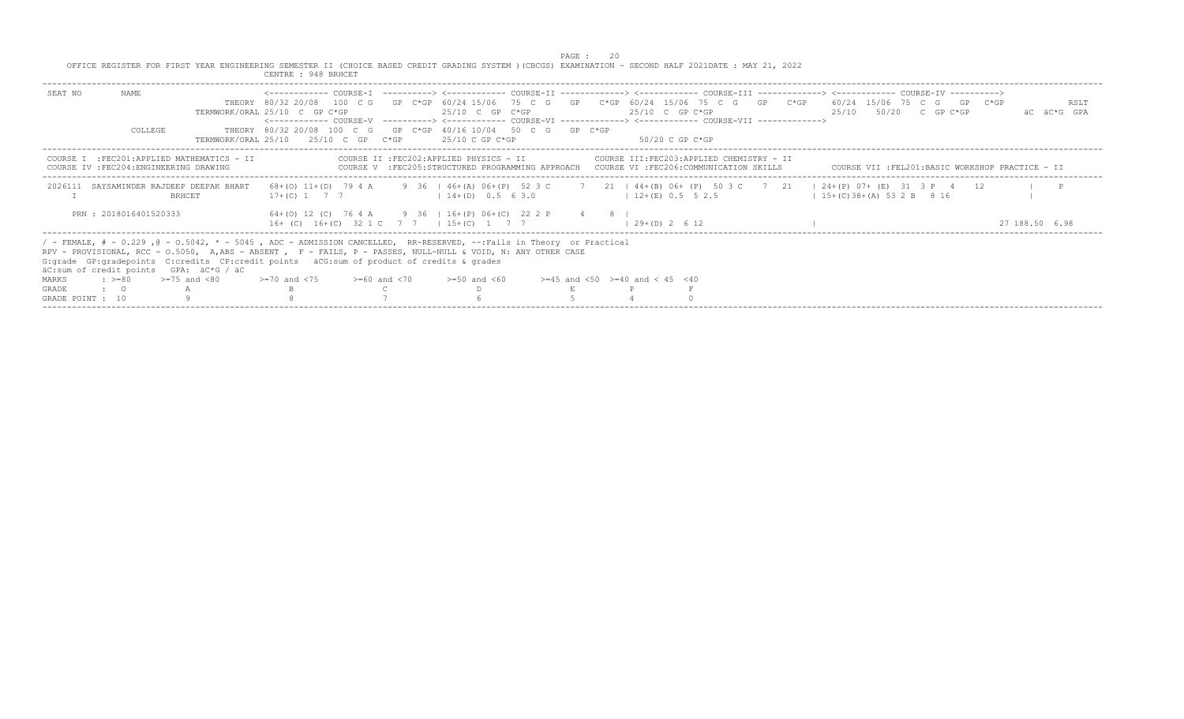OFFICE REGISTER FOR FIRST YEAR ENGINEERING SEMESTER II (CHOICE BASED CREDIT GRADING SYSTEM )(CBCGS) EXAMINATION - SECOND HALF 2021DATE : MAY 21, 2022

CENTRE : 948 BRHCET

```
SEAT NO       NAME                          <------------ COURSE-I  ----------> <------------ COURSE-II -------------> <------------ COURSE-III -------------> <------------ COURSE-IV ---------->
                              THEORY 80/32 20/08  100  C G   GP  C*GP  60/24 15/06   75  C  G    GP    C*GP  60/24  15/06  75  C  G    GP    C*GP    60/24  15/06  75  C  G    GP   C*GP              RSLT
                    TERMWORK/ORAL 25/10  C  GP C*GP                   25/10  C  GP  C*GP                     25/10  C  GP C*GP                         25/10     50/20    C  GP C*GP           äC  äC*G  GPA
                                    <------------ COURSE-V  ----------> <------------ COURSE-VI -------------> <------------ COURSE-VII ------------->
              COLLEGE         THEORY 80/32 20/08  100  C  G   GP  C*GP  40/16 10/04   50  C  G    GP  C*GP
                    TERMWORK/ORAL 25/10    25/10  C  GP   C*GP          25/10 C GP C*GP                          50/20 C GP C*GP
```

```
COURSE I  :FEC201:APPLIED MATHEMATICS - II                COURSE II :FEC202:APPLIED PHYSICS - II              COURSE III:FEC203:APPLIED CHEMISTRY - II
COURSE IV :FEC204:ENGINEERING DRAWING                     COURSE V  :FEC205:STRUCTURED PROGRAMMING APPROACH   COURSE VI :FEC206:COMMUNICATION SKILLS        COURSE VII :FEL201:BASIC WORKSHOP PRACTICE - II
```

```
 2026111  SAYSAMINDER RAJDEEP DEEPAK BHART    68+(O) 11+(D)  79 4 A      9  36  | 46+(A) 06+(P)  52 3 C      7   21  | 44+(B) 06+ (P)  50 3 C    7  21    | 24+(P) 07+ (E)  31  3 P   4    12          |     P
     I                     BRHCET             17+(C) 1   7  7                   | 14+(D)  0.5  6 3.0                  | 12+(E) 0.5  5 2.5                  | 15+(C)38+(A) 53 2 B   8 16                |

      PRN : 2018016401520333                  64+(O) 12 (C)  76 4 A      9  36  | 16+(P) 06+(C)  22 2 P      4    8  |
                                              16+ (C)  16+(C)  32 1 C   7  7    | 15+(C)  1   7  7                    | 29+(D) 2  6 12                     |                                          27 188.50  6.98
```

/ - FEMALE, # - 0.229 ,@ - O.5042, * - 5045 , ADC - ADMISSION CANCELLED, RR-RESERVED, --:Fails in Theory or Practical
RPV - PROVISIONAL, RCC - O.5050, A,ABS - ABSENT , F - FAILS, P - PASSES, NULL-NULL & VOID, N: ANY OTHER CASE
G:grade GP:gradepoints C:credits CP:credit points äCG:sum of product of credits & grades
äC:sum of credit points GPA: äC*G / äC

| MARKS | : >=80 | >=75 and <80 | >=70 and <75 | >=60 and <70 | >=50 and <60 | >=45 and <50 | >=40 and < 45 | <40 |
|---|---|---|---|---|---|---|---|---|
| GRADE | : O | A | B | C | D | E | P | F |
| GRADE POINT : | 10 | 9 | 8 | 7 | 6 | 5 | 4 | 0 |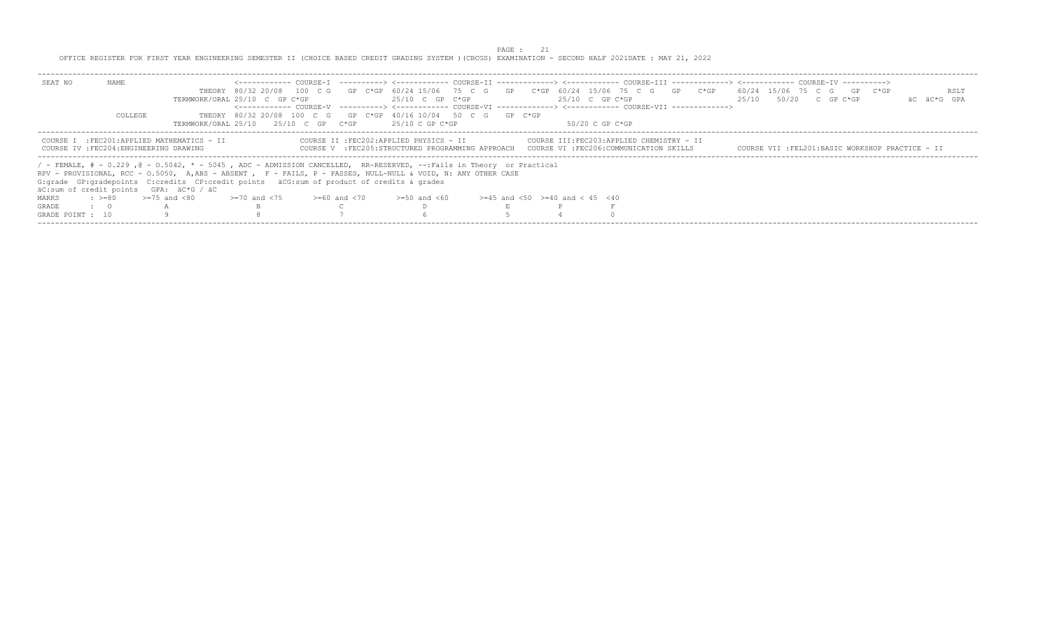OFFICE REGISTER FOR FIRST YEAR ENGINEERING SEMESTER II (CHOICE BASED CREDIT GRADING SYSTEM )(CBCGS) EXAMINATION - SECOND HALF 2021DATE : MAY 21, 2022

```
SEAT NO       NAME                  <------------ COURSE-I  ----------> <------------ COURSE-II -------------> <------------ COURSE-III -------------> <------------ COURSE-IV ---------->
                             THEORY  80/32 20/08  100  C G   GP  C*GP  60/24 15/06  75  C  G   GP   C*GP  60/24  15/06  75  C  G   GP   C*GP   60/24  15/06  75  C  G   GP  C*GP          RSLT
                     TERMWORK/ORAL 25/10  C  GP C*GP                  25/10  C  GP  C*GP                   25/10  C  GP C*GP                      25/10   50/20   C  GP C*GP        äC  äC*G  GPA
                                    <------------ COURSE-V  ----------> <------------ COURSE-VI -------------> <------------ COURSE-VII ------------->
              COLLEGE        THEORY  80/32 20/08  100  C G   GP  C*GP  40/16 10/04  50  C  G   GP  C*GP
                     TERMWORK/ORAL 25/10   25/10  C  GP   C*GP         25/10 C GP C*GP                      50/20 C GP C*GP
```

COURSE I :FEC201:APPLIED MATHEMATICS - II | COURSE II :FEC202:APPLIED PHYSICS - II | COURSE III:FEC203:APPLIED CHEMISTRY - II
COURSE IV :FEC204:ENGINEERING DRAWING | COURSE V :FEC205:STRUCTURED PROGRAMMING APPROACH | COURSE VI :FEC206:COMMUNICATION SKILLS | COURSE VII :FEL201:BASIC WORKSHOP PRACTICE - II

/ - FEMALE, # - 0.229 ,@ - O.5042, * - 5045 , ADC - ADMISSION CANCELLED, RR-RESERVED, --:Fails in Theory or Practical
RPV - PROVISIONAL, RCC - O.5050, A,ABS - ABSENT , F - FAILS, P - PASSES, NULL-NULL & VOID, N: ANY OTHER CASE
G:grade GP:gradepoints C:credits CP:credit points äCG:sum of product of credits & grades
äC:sum of credit points GPA: äC*G / äC

| MARKS | >=80 | >=75 and <80 | >=70 and <75 | >=60 and <70 | >=50 and <60 | >=45 and <50 | >=40 and < 45 | <40 |
|---|---|---|---|---|---|---|---|---|
| GRADE | O | A | B | C | D | E | P | F |
| GRADE POINT | 10 | 9 | 8 | 7 | 6 | 5 | 4 | 0 |